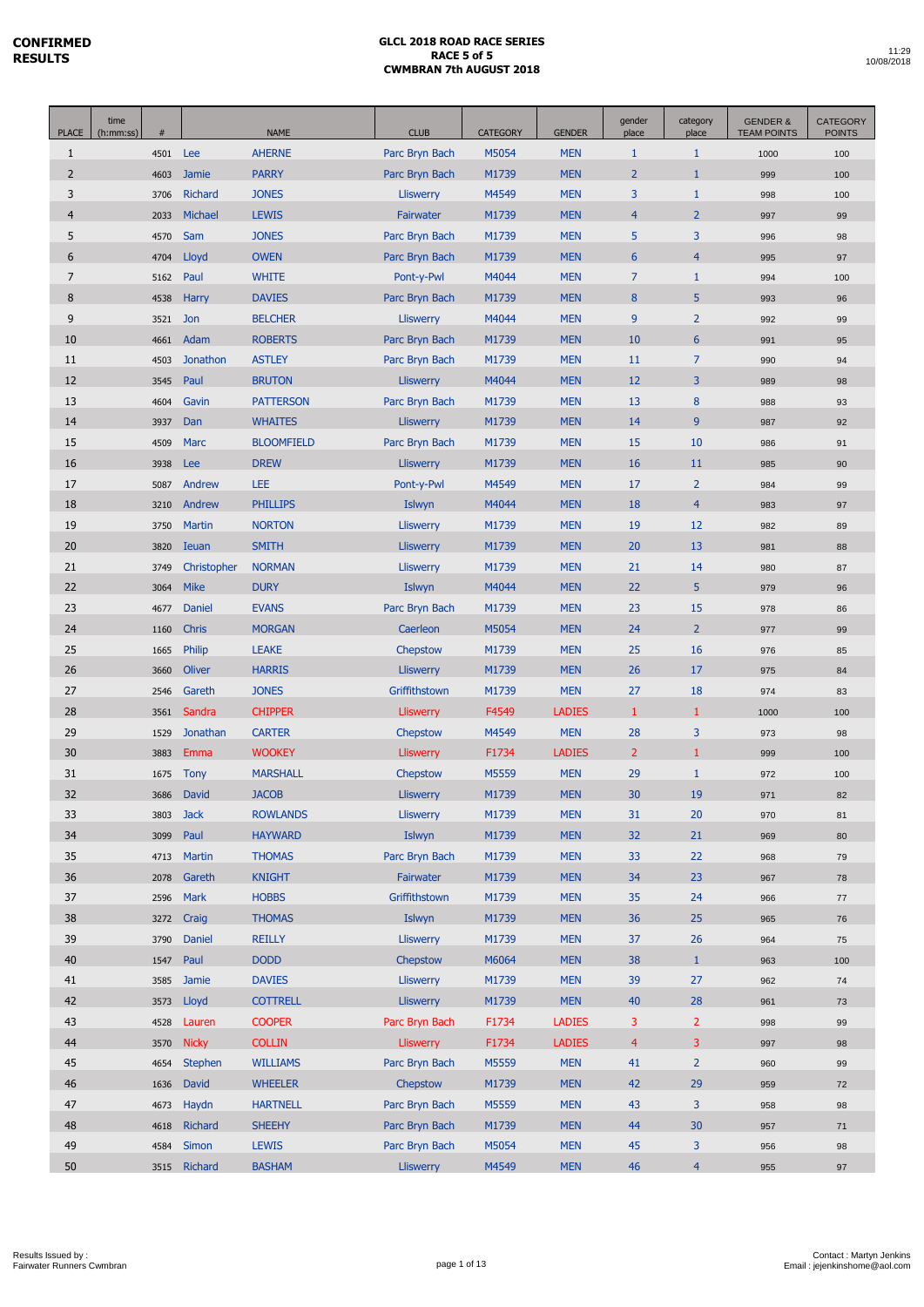**CONFIRMED RESULTS**

**GLCL 2018 ROAD RACE SERIES**
**RACE 5 of 5**
**CWMBRAN 7th AUGUST 2018**

11:29
10/08/2018

| PLACE | time (h:mm:ss) | # | | NAME | CLUB | CATEGORY | GENDER | gender place | category place | GENDER & TEAM POINTS | CATEGORY POINTS |
|---|---|---|---|---|---|---|---|---|---|---|---|
| 1 | | 4501 | Lee | AHERNE | Parc Bryn Bach | M5054 | MEN | 1 | 1 | 1000 | 100 |
| 2 | | 4603 | Jamie | PARRY | Parc Bryn Bach | M1739 | MEN | 2 | 1 | 999 | 100 |
| 3 | | 3706 | Richard | JONES | Lliswerry | M4549 | MEN | 3 | 1 | 998 | 100 |
| 4 | | 2033 | Michael | LEWIS | Fairwater | M1739 | MEN | 4 | 2 | 997 | 99 |
| 5 | | 4570 | Sam | JONES | Parc Bryn Bach | M1739 | MEN | 5 | 3 | 996 | 98 |
| 6 | | 4704 | Lloyd | OWEN | Parc Bryn Bach | M1739 | MEN | 6 | 4 | 995 | 97 |
| 7 | | 5162 | Paul | WHITE | Pont-y-Pwl | M4044 | MEN | 7 | 1 | 994 | 100 |
| 8 | | 4538 | Harry | DAVIES | Parc Bryn Bach | M1739 | MEN | 8 | 5 | 993 | 96 |
| 9 | | 3521 | Jon | BELCHER | Lliswerry | M4044 | MEN | 9 | 2 | 992 | 99 |
| 10 | | 4661 | Adam | ROBERTS | Parc Bryn Bach | M1739 | MEN | 10 | 6 | 991 | 95 |
| 11 | | 4503 | Jonathon | ASTLEY | Parc Bryn Bach | M1739 | MEN | 11 | 7 | 990 | 94 |
| 12 | | 3545 | Paul | BRUTON | Lliswerry | M4044 | MEN | 12 | 3 | 989 | 98 |
| 13 | | 4604 | Gavin | PATTERSON | Parc Bryn Bach | M1739 | MEN | 13 | 8 | 988 | 93 |
| 14 | | 3937 | Dan | WHAITES | Lliswerry | M1739 | MEN | 14 | 9 | 987 | 92 |
| 15 | | 4509 | Marc | BLOOMFIELD | Parc Bryn Bach | M1739 | MEN | 15 | 10 | 986 | 91 |
| 16 | | 3938 | Lee | DREW | Lliswerry | M1739 | MEN | 16 | 11 | 985 | 90 |
| 17 | | 5087 | Andrew | LEE | Pont-y-Pwl | M4549 | MEN | 17 | 2 | 984 | 99 |
| 18 | | 3210 | Andrew | PHILLIPS | Islwyn | M4044 | MEN | 18 | 4 | 983 | 97 |
| 19 | | 3750 | Martin | NORTON | Lliswerry | M1739 | MEN | 19 | 12 | 982 | 89 |
| 20 | | 3820 | Ieuan | SMITH | Lliswerry | M1739 | MEN | 20 | 13 | 981 | 88 |
| 21 | | 3749 | Christopher | NORMAN | Lliswerry | M1739 | MEN | 21 | 14 | 980 | 87 |
| 22 | | 3064 | Mike | DURY | Islwyn | M4044 | MEN | 22 | 5 | 979 | 96 |
| 23 | | 4677 | Daniel | EVANS | Parc Bryn Bach | M1739 | MEN | 23 | 15 | 978 | 86 |
| 24 | | 1160 | Chris | MORGAN | Caerleon | M5054 | MEN | 24 | 2 | 977 | 99 |
| 25 | | 1665 | Philip | LEAKE | Chepstow | M1739 | MEN | 25 | 16 | 976 | 85 |
| 26 | | 3660 | Oliver | HARRIS | Lliswerry | M1739 | MEN | 26 | 17 | 975 | 84 |
| 27 | | 2546 | Gareth | JONES | Griffithstown | M1739 | MEN | 27 | 18 | 974 | 83 |
| 28 | | 3561 | Sandra | CHIPPER | Lliswerry | F4549 | LADIES | 1 | 1 | 1000 | 100 |
| 29 | | 1529 | Jonathan | CARTER | Chepstow | M4549 | MEN | 28 | 3 | 973 | 98 |
| 30 | | 3883 | Emma | WOOKEY | Lliswerry | F1734 | LADIES | 2 | 1 | 999 | 100 |
| 31 | | 1675 | Tony | MARSHALL | Chepstow | M5559 | MEN | 29 | 1 | 972 | 100 |
| 32 | | 3686 | David | JACOB | Lliswerry | M1739 | MEN | 30 | 19 | 971 | 82 |
| 33 | | 3803 | Jack | ROWLANDS | Lliswerry | M1739 | MEN | 31 | 20 | 970 | 81 |
| 34 | | 3099 | Paul | HAYWARD | Islwyn | M1739 | MEN | 32 | 21 | 969 | 80 |
| 35 | | 4713 | Martin | THOMAS | Parc Bryn Bach | M1739 | MEN | 33 | 22 | 968 | 79 |
| 36 | | 2078 | Gareth | KNIGHT | Fairwater | M1739 | MEN | 34 | 23 | 967 | 78 |
| 37 | | 2596 | Mark | HOBBS | Griffithstown | M1739 | MEN | 35 | 24 | 966 | 77 |
| 38 | | 3272 | Craig | THOMAS | Islwyn | M1739 | MEN | 36 | 25 | 965 | 76 |
| 39 | | 3790 | Daniel | REILLY | Lliswerry | M1739 | MEN | 37 | 26 | 964 | 75 |
| 40 | | 1547 | Paul | DODD | Chepstow | M6064 | MEN | 38 | 1 | 963 | 100 |
| 41 | | 3585 | Jamie | DAVIES | Lliswerry | M1739 | MEN | 39 | 27 | 962 | 74 |
| 42 | | 3573 | Lloyd | COTTRELL | Lliswerry | M1739 | MEN | 40 | 28 | 961 | 73 |
| 43 | | 4528 | Lauren | COOPER | Parc Bryn Bach | F1734 | LADIES | 3 | 2 | 998 | 99 |
| 44 | | 3570 | Nicky | COLLIN | Lliswerry | F1734 | LADIES | 4 | 3 | 997 | 98 |
| 45 | | 4654 | Stephen | WILLIAMS | Parc Bryn Bach | M5559 | MEN | 41 | 2 | 960 | 99 |
| 46 | | 1636 | David | WHEELER | Chepstow | M1739 | MEN | 42 | 29 | 959 | 72 |
| 47 | | 4673 | Haydn | HARTNELL | Parc Bryn Bach | M5559 | MEN | 43 | 3 | 958 | 98 |
| 48 | | 4618 | Richard | SHEEHY | Parc Bryn Bach | M1739 | MEN | 44 | 30 | 957 | 71 |
| 49 | | 4584 | Simon | LEWIS | Parc Bryn Bach | M5054 | MEN | 45 | 3 | 956 | 98 |
| 50 | | 3515 | Richard | BASHAM | Lliswerry | M4549 | MEN | 46 | 4 | 955 | 97 |

Results Issued by :
Fairwater Runners Cwmbran

Contact : Martyn Jenkins
Email : jejenkinshome@aol.com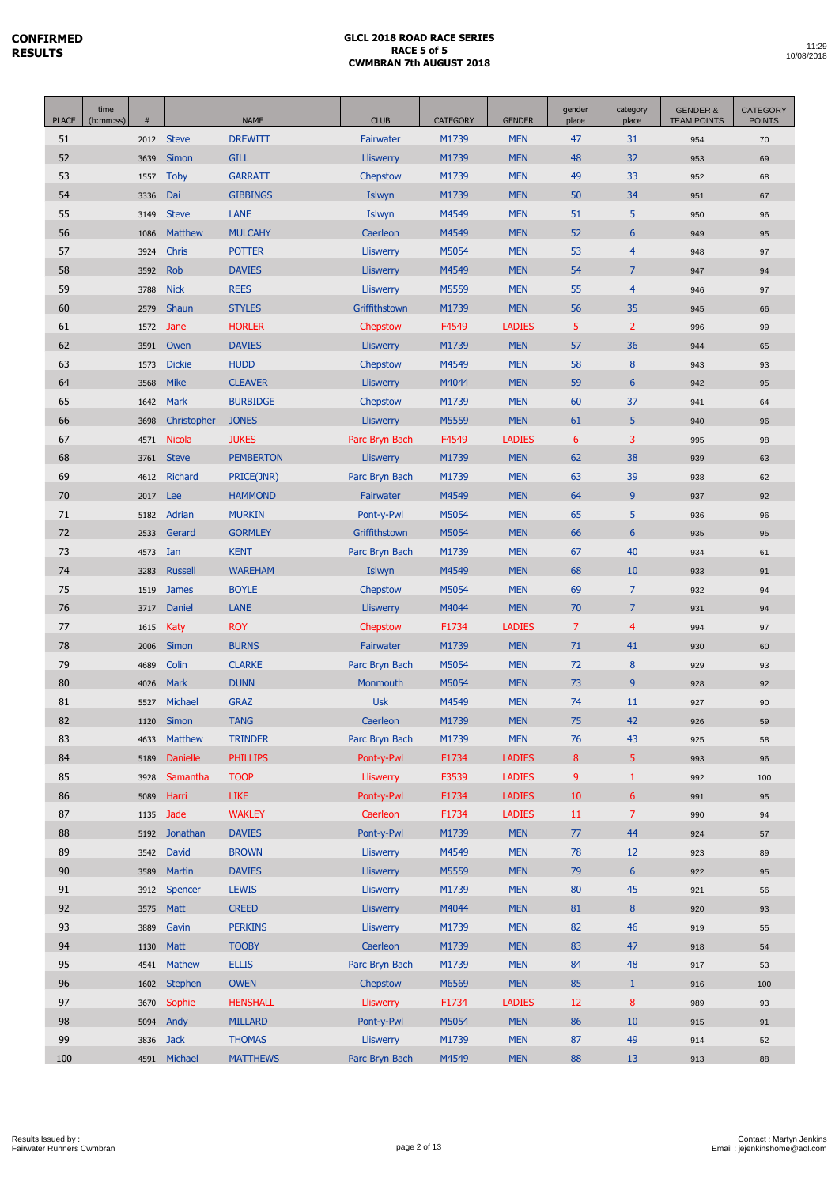**CONFIRMED RESULTS**

**GLCL 2018 ROAD RACE SERIES**
**RACE 5 of 5**
**CWMBRAN 7th AUGUST 2018**

11:29
10/08/2018

| PLACE | time (h:mm:ss) | # | NAME | | CLUB | CATEGORY | GENDER | gender place | category place | GENDER & TEAM POINTS | CATEGORY POINTS |
|---|---|---|---|---|---|---|---|---|---|---|---|
| 51 | | 2012 | Steve | DREWITT | Fairwater | M1739 | MEN | 47 | 31 | 954 | 70 |
| 52 | | 3639 | Simon | GILL | Lliswerry | M1739 | MEN | 48 | 32 | 953 | 69 |
| 53 | | 1557 | Toby | GARRATT | Chepstow | M1739 | MEN | 49 | 33 | 952 | 68 |
| 54 | | 3336 | Dai | GIBBINGS | Islwyn | M1739 | MEN | 50 | 34 | 951 | 67 |
| 55 | | 3149 | Steve | LANE | Islwyn | M4549 | MEN | 51 | 5 | 950 | 96 |
| 56 | | 1086 | Matthew | MULCAHY | Caerleon | M4549 | MEN | 52 | 6 | 949 | 95 |
| 57 | | 3924 | Chris | POTTER | Lliswerry | M5054 | MEN | 53 | 4 | 948 | 97 |
| 58 | | 3592 | Rob | DAVIES | Lliswerry | M4549 | MEN | 54 | 7 | 947 | 94 |
| 59 | | 3788 | Nick | REES | Lliswerry | M5559 | MEN | 55 | 4 | 946 | 97 |
| 60 | | 2579 | Shaun | STYLES | Griffithstown | M1739 | MEN | 56 | 35 | 945 | 66 |
| 61 | | 1572 | Jane | HORLER | Chepstow | F4549 | LADIES | 5 | 2 | 996 | 99 |
| 62 | | 3591 | Owen | DAVIES | Lliswerry | M1739 | MEN | 57 | 36 | 944 | 65 |
| 63 | | 1573 | Dickie | HUDD | Chepstow | M4549 | MEN | 58 | 8 | 943 | 93 |
| 64 | | 3568 | Mike | CLEAVER | Lliswerry | M4044 | MEN | 59 | 6 | 942 | 95 |
| 65 | | 1642 | Mark | BURBIDGE | Chepstow | M1739 | MEN | 60 | 37 | 941 | 64 |
| 66 | | 3698 | Christopher | JONES | Lliswerry | M5559 | MEN | 61 | 5 | 940 | 96 |
| 67 | | 4571 | Nicola | JUKES | Parc Bryn Bach | F4549 | LADIES | 6 | 3 | 995 | 98 |
| 68 | | 3761 | Steve | PEMBERTON | Lliswerry | M1739 | MEN | 62 | 38 | 939 | 63 |
| 69 | | 4612 | Richard | PRICE(JNR) | Parc Bryn Bach | M1739 | MEN | 63 | 39 | 938 | 62 |
| 70 | | 2017 | Lee | HAMMOND | Fairwater | M4549 | MEN | 64 | 9 | 937 | 92 |
| 71 | | 5182 | Adrian | MURKIN | Pont-y-Pwl | M5054 | MEN | 65 | 5 | 936 | 96 |
| 72 | | 2533 | Gerard | GORMLEY | Griffithstown | M5054 | MEN | 66 | 6 | 935 | 95 |
| 73 | | 4573 | Ian | KENT | Parc Bryn Bach | M1739 | MEN | 67 | 40 | 934 | 61 |
| 74 | | 3283 | Russell | WAREHAM | Islwyn | M4549 | MEN | 68 | 10 | 933 | 91 |
| 75 | | 1519 | James | BOYLE | Chepstow | M5054 | MEN | 69 | 7 | 932 | 94 |
| 76 | | 3717 | Daniel | LANE | Lliswerry | M4044 | MEN | 70 | 7 | 931 | 94 |
| 77 | | 1615 | Katy | ROY | Chepstow | F1734 | LADIES | 7 | 4 | 994 | 97 |
| 78 | | 2006 | Simon | BURNS | Fairwater | M1739 | MEN | 71 | 41 | 930 | 60 |
| 79 | | 4689 | Colin | CLARKE | Parc Bryn Bach | M5054 | MEN | 72 | 8 | 929 | 93 |
| 80 | | 4026 | Mark | DUNN | Monmouth | M5054 | MEN | 73 | 9 | 928 | 92 |
| 81 | | 5527 | Michael | GRAZ | Usk | M4549 | MEN | 74 | 11 | 927 | 90 |
| 82 | | 1120 | Simon | TANG | Caerleon | M1739 | MEN | 75 | 42 | 926 | 59 |
| 83 | | 4633 | Matthew | TRINDER | Parc Bryn Bach | M1739 | MEN | 76 | 43 | 925 | 58 |
| 84 | | 5189 | Danielle | PHILLIPS | Pont-y-Pwl | F1734 | LADIES | 8 | 5 | 993 | 96 |
| 85 | | 3928 | Samantha | TOOP | Lliswerry | F3539 | LADIES | 9 | 1 | 992 | 100 |
| 86 | | 5089 | Harri | LIKE | Pont-y-Pwl | F1734 | LADIES | 10 | 6 | 991 | 95 |
| 87 | | 1135 | Jade | WAKLEY | Caerleon | F1734 | LADIES | 11 | 7 | 990 | 94 |
| 88 | | 5192 | Jonathan | DAVIES | Pont-y-Pwl | M1739 | MEN | 77 | 44 | 924 | 57 |
| 89 | | 3542 | David | BROWN | Lliswerry | M4549 | MEN | 78 | 12 | 923 | 89 |
| 90 | | 3589 | Martin | DAVIES | Lliswerry | M5559 | MEN | 79 | 6 | 922 | 95 |
| 91 | | 3912 | Spencer | LEWIS | Lliswerry | M1739 | MEN | 80 | 45 | 921 | 56 |
| 92 | | 3575 | Matt | CREED | Lliswerry | M4044 | MEN | 81 | 8 | 920 | 93 |
| 93 | | 3889 | Gavin | PERKINS | Lliswerry | M1739 | MEN | 82 | 46 | 919 | 55 |
| 94 | | 1130 | Matt | TOOBY | Caerleon | M1739 | MEN | 83 | 47 | 918 | 54 |
| 95 | | 4541 | Mathew | ELLIS | Parc Bryn Bach | M1739 | MEN | 84 | 48 | 917 | 53 |
| 96 | | 1602 | Stephen | OWEN | Chepstow | M6569 | MEN | 85 | 1 | 916 | 100 |
| 97 | | 3670 | Sophie | HENSHALL | Lliswerry | F1734 | LADIES | 12 | 8 | 989 | 93 |
| 98 | | 5094 | Andy | MILLARD | Pont-y-Pwl | M5054 | MEN | 86 | 10 | 915 | 91 |
| 99 | | 3836 | Jack | THOMAS | Lliswerry | M1739 | MEN | 87 | 49 | 914 | 52 |
| 100 | | 4591 | Michael | MATTHEWS | Parc Bryn Bach | M4549 | MEN | 88 | 13 | 913 | 88 |

Results Issued by :
Fairwater Runners Cwmbran

Contact : Martyn Jenkins
Email : jejenkinshome@aol.com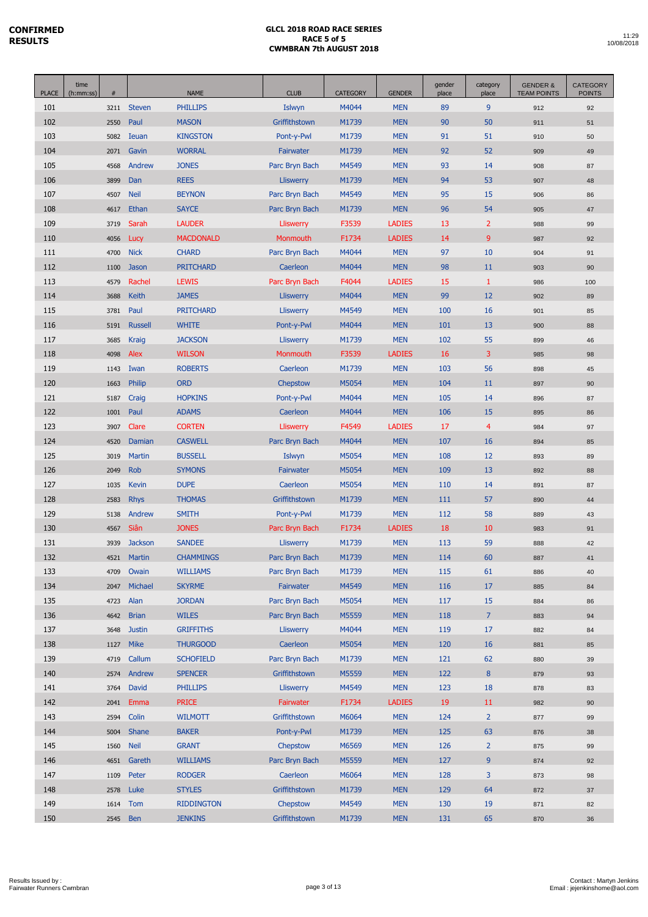**CONFIRMED RESULTS**

**GLCL 2018 ROAD RACE SERIES**
**RACE 5 of 5**
**CWMBRAN 7th AUGUST 2018**

11:29
10/08/2018

| PLACE | time (h:mm:ss) | # | | NAME | CLUB | CATEGORY | GENDER | gender place | category place | GENDER & TEAM POINTS | CATEGORY POINTS |
|---|---|---|---|---|---|---|---|---|---|---|---|
| 101 | | 3211 | Steven | PHILLIPS | Islwyn | M4044 | MEN | 89 | 9 | 912 | 92 |
| 102 | | 2550 | Paul | MASON | Griffithstown | M1739 | MEN | 90 | 50 | 911 | 51 |
| 103 | | 5082 | Ieuan | KINGSTON | Pont-y-Pwl | M1739 | MEN | 91 | 51 | 910 | 50 |
| 104 | | 2071 | Gavin | WORRAL | Fairwater | M1739 | MEN | 92 | 52 | 909 | 49 |
| 105 | | 4568 | Andrew | JONES | Parc Bryn Bach | M4549 | MEN | 93 | 14 | 908 | 87 |
| 106 | | 3899 | Dan | REES | Lliswerry | M1739 | MEN | 94 | 53 | 907 | 48 |
| 107 | | 4507 | Neil | BEYNON | Parc Bryn Bach | M4549 | MEN | 95 | 15 | 906 | 86 |
| 108 | | 4617 | Ethan | SAYCE | Parc Bryn Bach | M1739 | MEN | 96 | 54 | 905 | 47 |
| 109 | | 3719 | Sarah | LAUDER | Lliswerry | F3539 | LADIES | 13 | 2 | 988 | 99 |
| 110 | | 4056 | Lucy | MACDONALD | Monmouth | F1734 | LADIES | 14 | 9 | 987 | 92 |
| 111 | | 4700 | Nick | CHARD | Parc Bryn Bach | M4044 | MEN | 97 | 10 | 904 | 91 |
| 112 | | 1100 | Jason | PRITCHARD | Caerleon | M4044 | MEN | 98 | 11 | 903 | 90 |
| 113 | | 4579 | Rachel | LEWIS | Parc Bryn Bach | F4044 | LADIES | 15 | 1 | 986 | 100 |
| 114 | | 3688 | Keith | JAMES | Lliswerry | M4044 | MEN | 99 | 12 | 902 | 89 |
| 115 | | 3781 | Paul | PRITCHARD | Lliswerry | M4549 | MEN | 100 | 16 | 901 | 85 |
| 116 | | 5191 | Russell | WHITE | Pont-y-Pwl | M4044 | MEN | 101 | 13 | 900 | 88 |
| 117 | | 3685 | Kraig | JACKSON | Lliswerry | M1739 | MEN | 102 | 55 | 899 | 46 |
| 118 | | 4098 | Alex | WILSON | Monmouth | F3539 | LADIES | 16 | 3 | 985 | 98 |
| 119 | | 1143 | Iwan | ROBERTS | Caerleon | M1739 | MEN | 103 | 56 | 898 | 45 |
| 120 | | 1663 | Philip | ORD | Chepstow | M5054 | MEN | 104 | 11 | 897 | 90 |
| 121 | | 5187 | Craig | HOPKINS | Pont-y-Pwl | M4044 | MEN | 105 | 14 | 896 | 87 |
| 122 | | 1001 | Paul | ADAMS | Caerleon | M4044 | MEN | 106 | 15 | 895 | 86 |
| 123 | | 3907 | Clare | CORTEN | Lliswerry | F4549 | LADIES | 17 | 4 | 984 | 97 |
| 124 | | 4520 | Damian | CASWELL | Parc Bryn Bach | M4044 | MEN | 107 | 16 | 894 | 85 |
| 125 | | 3019 | Martin | BUSSELL | Islwyn | M5054 | MEN | 108 | 12 | 893 | 89 |
| 126 | | 2049 | Rob | SYMONS | Fairwater | M5054 | MEN | 109 | 13 | 892 | 88 |
| 127 | | 1035 | Kevin | DUPE | Caerleon | M5054 | MEN | 110 | 14 | 891 | 87 |
| 128 | | 2583 | Rhys | THOMAS | Griffithstown | M1739 | MEN | 111 | 57 | 890 | 44 |
| 129 | | 5138 | Andrew | SMITH | Pont-y-Pwl | M1739 | MEN | 112 | 58 | 889 | 43 |
| 130 | | 4567 | Siân | JONES | Parc Bryn Bach | F1734 | LADIES | 18 | 10 | 983 | 91 |
| 131 | | 3939 | Jackson | SANDEE | Lliswerry | M1739 | MEN | 113 | 59 | 888 | 42 |
| 132 | | 4521 | Martin | CHAMMINGS | Parc Bryn Bach | M1739 | MEN | 114 | 60 | 887 | 41 |
| 133 | | 4709 | Owain | WILLIAMS | Parc Bryn Bach | M1739 | MEN | 115 | 61 | 886 | 40 |
| 134 | | 2047 | Michael | SKYRME | Fairwater | M4549 | MEN | 116 | 17 | 885 | 84 |
| 135 | | 4723 | Alan | JORDAN | Parc Bryn Bach | M5054 | MEN | 117 | 15 | 884 | 86 |
| 136 | | 4642 | Brian | WILES | Parc Bryn Bach | M5559 | MEN | 118 | 7 | 883 | 94 |
| 137 | | 3648 | Justin | GRIFFITHS | Lliswerry | M4044 | MEN | 119 | 17 | 882 | 84 |
| 138 | | 1127 | Mike | THURGOOD | Caerleon | M5054 | MEN | 120 | 16 | 881 | 85 |
| 139 | | 4719 | Callum | SCHOFIELD | Parc Bryn Bach | M1739 | MEN | 121 | 62 | 880 | 39 |
| 140 | | 2574 | Andrew | SPENCER | Griffithstown | M5559 | MEN | 122 | 8 | 879 | 93 |
| 141 | | 3764 | David | PHILLIPS | Lliswerry | M4549 | MEN | 123 | 18 | 878 | 83 |
| 142 | | 2041 | Emma | PRICE | Fairwater | F1734 | LADIES | 19 | 11 | 982 | 90 |
| 143 | | 2594 | Colin | WILMOTT | Griffithstown | M6064 | MEN | 124 | 2 | 877 | 99 |
| 144 | | 5004 | Shane | BAKER | Pont-y-Pwl | M1739 | MEN | 125 | 63 | 876 | 38 |
| 145 | | 1560 | Neil | GRANT | Chepstow | M6569 | MEN | 126 | 2 | 875 | 99 |
| 146 | | 4651 | Gareth | WILLIAMS | Parc Bryn Bach | M5559 | MEN | 127 | 9 | 874 | 92 |
| 147 | | 1109 | Peter | RODGER | Caerleon | M6064 | MEN | 128 | 3 | 873 | 98 |
| 148 | | 2578 | Luke | STYLES | Griffithstown | M1739 | MEN | 129 | 64 | 872 | 37 |
| 149 | | 1614 | Tom | RIDDINGTON | Chepstow | M4549 | MEN | 130 | 19 | 871 | 82 |
| 150 | | 2545 | Ben | JENKINS | Griffithstown | M1739 | MEN | 131 | 65 | 870 | 36 |

Results Issued by :
Fairwater Runners Cwmbran

Contact : Martyn Jenkins
Email : jejenkinshome@aol.com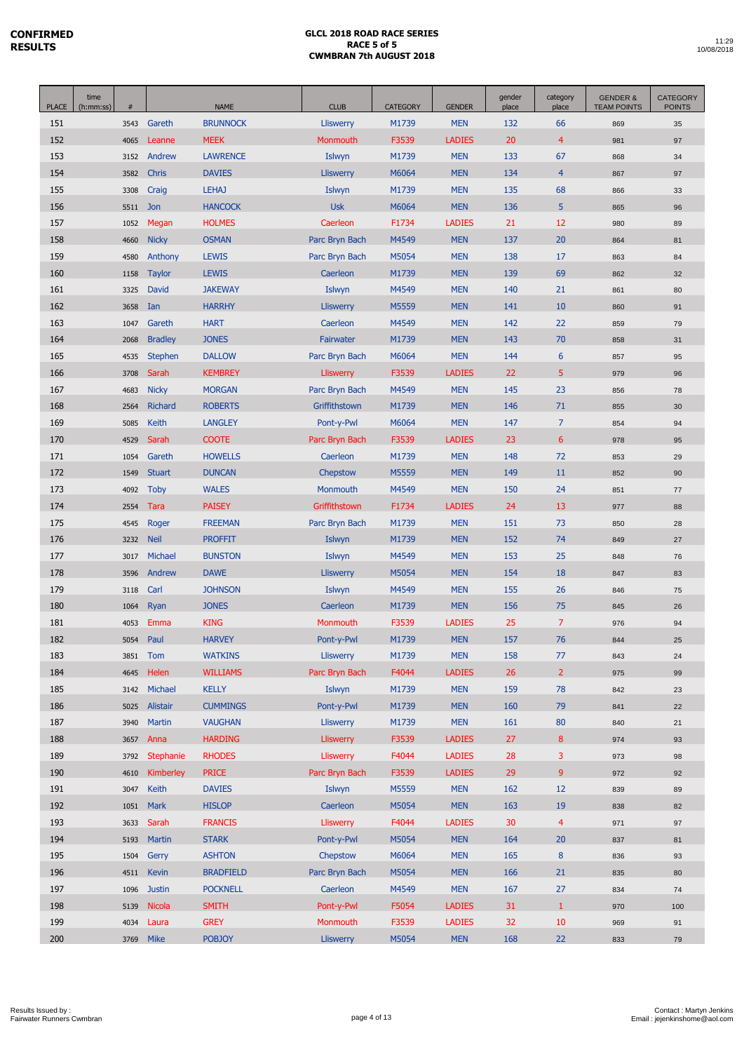**CONFIRMED RESULTS**

**GLCL 2018 ROAD RACE SERIES**
**RACE 5 of 5**
**CWMBRAN 7th AUGUST 2018**

11:29
10/08/2018

| PLACE | time (h:mm:ss) | # | | NAME | CLUB | CATEGORY | GENDER | gender place | category place | GENDER & TEAM POINTS | CATEGORY POINTS |
|---|---|---|---|---|---|---|---|---|---|---|---|
| 151 | | 3543 | Gareth | BRUNNOCK | Lliswerry | M1739 | MEN | 132 | 66 | 869 | 35 |
| 152 | | 4065 | Leanne | MEEK | Monmouth | F3539 | LADIES | 20 | 4 | 981 | 97 |
| 153 | | 3152 | Andrew | LAWRENCE | Islwyn | M1739 | MEN | 133 | 67 | 868 | 34 |
| 154 | | 3582 | Chris | DAVIES | Lliswerry | M6064 | MEN | 134 | 4 | 867 | 97 |
| 155 | | 3308 | Craig | LEHAJ | Islwyn | M1739 | MEN | 135 | 68 | 866 | 33 |
| 156 | | 5511 | Jon | HANCOCK | Usk | M6064 | MEN | 136 | 5 | 865 | 96 |
| 157 | | 1052 | Megan | HOLMES | Caerleon | F1734 | LADIES | 21 | 12 | 980 | 89 |
| 158 | | 4660 | Nicky | OSMAN | Parc Bryn Bach | M4549 | MEN | 137 | 20 | 864 | 81 |
| 159 | | 4580 | Anthony | LEWIS | Parc Bryn Bach | M5054 | MEN | 138 | 17 | 863 | 84 |
| 160 | | 1158 | Taylor | LEWIS | Caerleon | M1739 | MEN | 139 | 69 | 862 | 32 |
| 161 | | 3325 | David | JAKEWAY | Islwyn | M4549 | MEN | 140 | 21 | 861 | 80 |
| 162 | | 3658 | Ian | HARRHY | Lliswerry | M5559 | MEN | 141 | 10 | 860 | 91 |
| 163 | | 1047 | Gareth | HART | Caerleon | M4549 | MEN | 142 | 22 | 859 | 79 |
| 164 | | 2068 | Bradley | JONES | Fairwater | M1739 | MEN | 143 | 70 | 858 | 31 |
| 165 | | 4535 | Stephen | DALLOW | Parc Bryn Bach | M6064 | MEN | 144 | 6 | 857 | 95 |
| 166 | | 3708 | Sarah | KEMBREY | Lliswerry | F3539 | LADIES | 22 | 5 | 979 | 96 |
| 167 | | 4683 | Nicky | MORGAN | Parc Bryn Bach | M4549 | MEN | 145 | 23 | 856 | 78 |
| 168 | | 2564 | Richard | ROBERTS | Griffithstown | M1739 | MEN | 146 | 71 | 855 | 30 |
| 169 | | 5085 | Keith | LANGLEY | Pont-y-Pwl | M6064 | MEN | 147 | 7 | 854 | 94 |
| 170 | | 4529 | Sarah | COOTE | Parc Bryn Bach | F3539 | LADIES | 23 | 6 | 978 | 95 |
| 171 | | 1054 | Gareth | HOWELLS | Caerleon | M1739 | MEN | 148 | 72 | 853 | 29 |
| 172 | | 1549 | Stuart | DUNCAN | Chepstow | M5559 | MEN | 149 | 11 | 852 | 90 |
| 173 | | 4092 | Toby | WALES | Monmouth | M4549 | MEN | 150 | 24 | 851 | 77 |
| 174 | | 2554 | Tara | PAISEY | Griffithstown | F1734 | LADIES | 24 | 13 | 977 | 88 |
| 175 | | 4545 | Roger | FREEMAN | Parc Bryn Bach | M1739 | MEN | 151 | 73 | 850 | 28 |
| 176 | | 3232 | Neil | PROFFIT | Islwyn | M1739 | MEN | 152 | 74 | 849 | 27 |
| 177 | | 3017 | Michael | BUNSTON | Islwyn | M4549 | MEN | 153 | 25 | 848 | 76 |
| 178 | | 3596 | Andrew | DAWE | Lliswerry | M5054 | MEN | 154 | 18 | 847 | 83 |
| 179 | | 3118 | Carl | JOHNSON | Islwyn | M4549 | MEN | 155 | 26 | 846 | 75 |
| 180 | | 1064 | Ryan | JONES | Caerleon | M1739 | MEN | 156 | 75 | 845 | 26 |
| 181 | | 4053 | Emma | KING | Monmouth | F3539 | LADIES | 25 | 7 | 976 | 94 |
| 182 | | 5054 | Paul | HARVEY | Pont-y-Pwl | M1739 | MEN | 157 | 76 | 844 | 25 |
| 183 | | 3851 | Tom | WATKINS | Lliswerry | M1739 | MEN | 158 | 77 | 843 | 24 |
| 184 | | 4645 | Helen | WILLIAMS | Parc Bryn Bach | F4044 | LADIES | 26 | 2 | 975 | 99 |
| 185 | | 3142 | Michael | KELLY | Islwyn | M1739 | MEN | 159 | 78 | 842 | 23 |
| 186 | | 5025 | Alistair | CUMMINGS | Pont-y-Pwl | M1739 | MEN | 160 | 79 | 841 | 22 |
| 187 | | 3940 | Martin | VAUGHAN | Lliswerry | M1739 | MEN | 161 | 80 | 840 | 21 |
| 188 | | 3657 | Anna | HARDING | Lliswerry | F3539 | LADIES | 27 | 8 | 974 | 93 |
| 189 | | 3792 | Stephanie | RHODES | Lliswerry | F4044 | LADIES | 28 | 3 | 973 | 98 |
| 190 | | 4610 | Kimberley | PRICE | Parc Bryn Bach | F3539 | LADIES | 29 | 9 | 972 | 92 |
| 191 | | 3047 | Keith | DAVIES | Islwyn | M5559 | MEN | 162 | 12 | 839 | 89 |
| 192 | | 1051 | Mark | HISLOP | Caerleon | M5054 | MEN | 163 | 19 | 838 | 82 |
| 193 | | 3633 | Sarah | FRANCIS | Lliswerry | F4044 | LADIES | 30 | 4 | 971 | 97 |
| 194 | | 5193 | Martin | STARK | Pont-y-Pwl | M5054 | MEN | 164 | 20 | 837 | 81 |
| 195 | | 1504 | Gerry | ASHTON | Chepstow | M6064 | MEN | 165 | 8 | 836 | 93 |
| 196 | | 4511 | Kevin | BRADFIELD | Parc Bryn Bach | M5054 | MEN | 166 | 21 | 835 | 80 |
| 197 | | 1096 | Justin | POCKNELL | Caerleon | M4549 | MEN | 167 | 27 | 834 | 74 |
| 198 | | 5139 | Nicola | SMITH | Pont-y-Pwl | F5054 | LADIES | 31 | 1 | 970 | 100 |
| 199 | | 4034 | Laura | GREY | Monmouth | F3539 | LADIES | 32 | 10 | 969 | 91 |
| 200 | | 3769 | Mike | POBJOY | Lliswerry | M5054 | MEN | 168 | 22 | 833 | 79 |

Results Issued by :
Fairwater Runners Cwmbran

Contact : Martyn Jenkins
Email : jejenkinshome@aol.com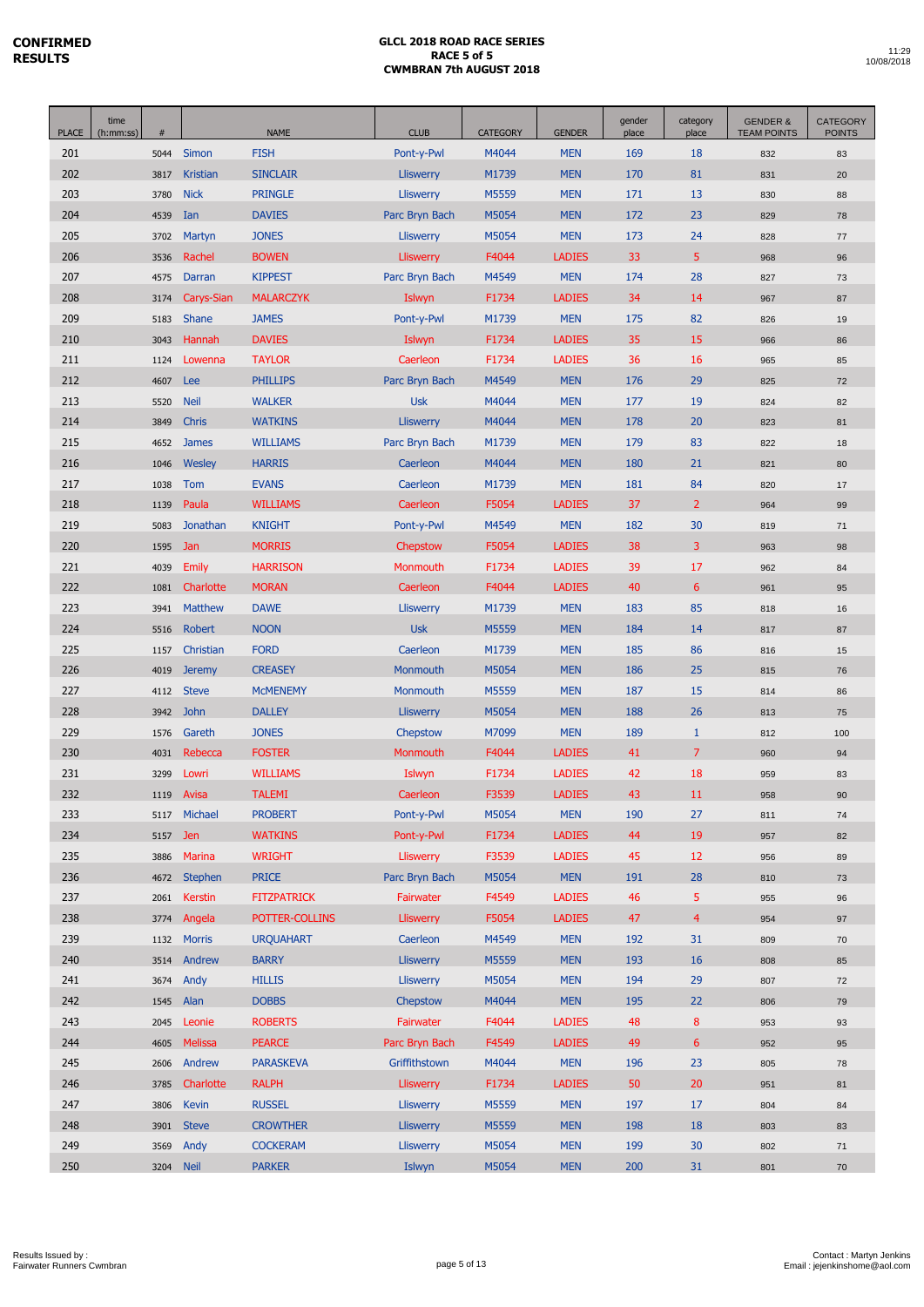**CONFIRMED RESULTS**

**GLCL 2018 ROAD RACE SERIES**
**RACE 5 of 5**
**CWMBRAN 7th AUGUST 2018**

11:29
10/08/2018

| PLACE | time (h:mm:ss) | # | | NAME | CLUB | CATEGORY | GENDER | gender place | category place | GENDER & TEAM POINTS | CATEGORY POINTS |
|---|---|---|---|---|---|---|---|---|---|---|---|
| 201 | | 5044 | Simon | FISH | Pont-y-Pwl | M4044 | MEN | 169 | 18 | 832 | 83 |
| 202 | | 3817 | Kristian | SINCLAIR | Lliswerry | M1739 | MEN | 170 | 81 | 831 | 20 |
| 203 | | 3780 | Nick | PRINGLE | Lliswerry | M5559 | MEN | 171 | 13 | 830 | 88 |
| 204 | | 4539 | Ian | DAVIES | Parc Bryn Bach | M5054 | MEN | 172 | 23 | 829 | 78 |
| 205 | | 3702 | Martyn | JONES | Lliswerry | M5054 | MEN | 173 | 24 | 828 | 77 |
| 206 | | 3536 | Rachel | BOWEN | Lliswerry | F4044 | LADIES | 33 | 5 | 968 | 96 |
| 207 | | 4575 | Darran | KIPPEST | Parc Bryn Bach | M4549 | MEN | 174 | 28 | 827 | 73 |
| 208 | | 3174 | Carys-Sian | MALARCZYK | Islwyn | F1734 | LADIES | 34 | 14 | 967 | 87 |
| 209 | | 5183 | Shane | JAMES | Pont-y-Pwl | M1739 | MEN | 175 | 82 | 826 | 19 |
| 210 | | 3043 | Hannah | DAVIES | Islwyn | F1734 | LADIES | 35 | 15 | 966 | 86 |
| 211 | | 1124 | Lowenna | TAYLOR | Caerleon | F1734 | LADIES | 36 | 16 | 965 | 85 |
| 212 | | 4607 | Lee | PHILLIPS | Parc Bryn Bach | M4549 | MEN | 176 | 29 | 825 | 72 |
| 213 | | 5520 | Neil | WALKER | Usk | M4044 | MEN | 177 | 19 | 824 | 82 |
| 214 | | 3849 | Chris | WATKINS | Lliswerry | M4044 | MEN | 178 | 20 | 823 | 81 |
| 215 | | 4652 | James | WILLIAMS | Parc Bryn Bach | M1739 | MEN | 179 | 83 | 822 | 18 |
| 216 | | 1046 | Wesley | HARRIS | Caerleon | M4044 | MEN | 180 | 21 | 821 | 80 |
| 217 | | 1038 | Tom | EVANS | Caerleon | M1739 | MEN | 181 | 84 | 820 | 17 |
| 218 | | 1139 | Paula | WILLIAMS | Caerleon | F5054 | LADIES | 37 | 2 | 964 | 99 |
| 219 | | 5083 | Jonathan | KNIGHT | Pont-y-Pwl | M4549 | MEN | 182 | 30 | 819 | 71 |
| 220 | | 1595 | Jan | MORRIS | Chepstow | F5054 | LADIES | 38 | 3 | 963 | 98 |
| 221 | | 4039 | Emily | HARRISON | Monmouth | F1734 | LADIES | 39 | 17 | 962 | 84 |
| 222 | | 1081 | Charlotte | MORAN | Caerleon | F4044 | LADIES | 40 | 6 | 961 | 95 |
| 223 | | 3941 | Matthew | DAWE | Lliswerry | M1739 | MEN | 183 | 85 | 818 | 16 |
| 224 | | 5516 | Robert | NOON | Usk | M5559 | MEN | 184 | 14 | 817 | 87 |
| 225 | | 1157 | Christian | FORD | Caerleon | M1739 | MEN | 185 | 86 | 816 | 15 |
| 226 | | 4019 | Jeremy | CREASEY | Monmouth | M5054 | MEN | 186 | 25 | 815 | 76 |
| 227 | | 4112 | Steve | McMENEMY | Monmouth | M5559 | MEN | 187 | 15 | 814 | 86 |
| 228 | | 3942 | John | DALLEY | Lliswerry | M5054 | MEN | 188 | 26 | 813 | 75 |
| 229 | | 1576 | Gareth | JONES | Chepstow | M7099 | MEN | 189 | 1 | 812 | 100 |
| 230 | | 4031 | Rebecca | FOSTER | Monmouth | F4044 | LADIES | 41 | 7 | 960 | 94 |
| 231 | | 3299 | Lowri | WILLIAMS | Islwyn | F1734 | LADIES | 42 | 18 | 959 | 83 |
| 232 | | 1119 | Avisa | TALEMI | Caerleon | F3539 | LADIES | 43 | 11 | 958 | 90 |
| 233 | | 5117 | Michael | PROBERT | Pont-y-Pwl | M5054 | MEN | 190 | 27 | 811 | 74 |
| 234 | | 5157 | Jen | WATKINS | Pont-y-Pwl | F1734 | LADIES | 44 | 19 | 957 | 82 |
| 235 | | 3886 | Marina | WRIGHT | Lliswerry | F3539 | LADIES | 45 | 12 | 956 | 89 |
| 236 | | 4672 | Stephen | PRICE | Parc Bryn Bach | M5054 | MEN | 191 | 28 | 810 | 73 |
| 237 | | 2061 | Kerstin | FITZPATRICK | Fairwater | F4549 | LADIES | 46 | 5 | 955 | 96 |
| 238 | | 3774 | Angela | POTTER-COLLINS | Lliswerry | F5054 | LADIES | 47 | 4 | 954 | 97 |
| 239 | | 1132 | Morris | URQUAHART | Caerleon | M4549 | MEN | 192 | 31 | 809 | 70 |
| 240 | | 3514 | Andrew | BARRY | Lliswerry | M5559 | MEN | 193 | 16 | 808 | 85 |
| 241 | | 3674 | Andy | HILLIS | Lliswerry | M5054 | MEN | 194 | 29 | 807 | 72 |
| 242 | | 1545 | Alan | DOBBS | Chepstow | M4044 | MEN | 195 | 22 | 806 | 79 |
| 243 | | 2045 | Leonie | ROBERTS | Fairwater | F4044 | LADIES | 48 | 8 | 953 | 93 |
| 244 | | 4605 | Melissa | PEARCE | Parc Bryn Bach | F4549 | LADIES | 49 | 6 | 952 | 95 |
| 245 | | 2606 | Andrew | PARASKEVA | Griffithstown | M4044 | MEN | 196 | 23 | 805 | 78 |
| 246 | | 3785 | Charlotte | RALPH | Lliswerry | F1734 | LADIES | 50 | 20 | 951 | 81 |
| 247 | | 3806 | Kevin | RUSSEL | Lliswerry | M5559 | MEN | 197 | 17 | 804 | 84 |
| 248 | | 3901 | Steve | CROWTHER | Lliswerry | M5559 | MEN | 198 | 18 | 803 | 83 |
| 249 | | 3569 | Andy | COCKERAM | Lliswerry | M5054 | MEN | 199 | 30 | 802 | 71 |
| 250 | | 3204 | Neil | PARKER | Islwyn | M5054 | MEN | 200 | 31 | 801 | 70 |

Results Issued by :
Fairwater Runners Cwmbran

Contact : Martyn Jenkins
Email : jejenkinshome@aol.com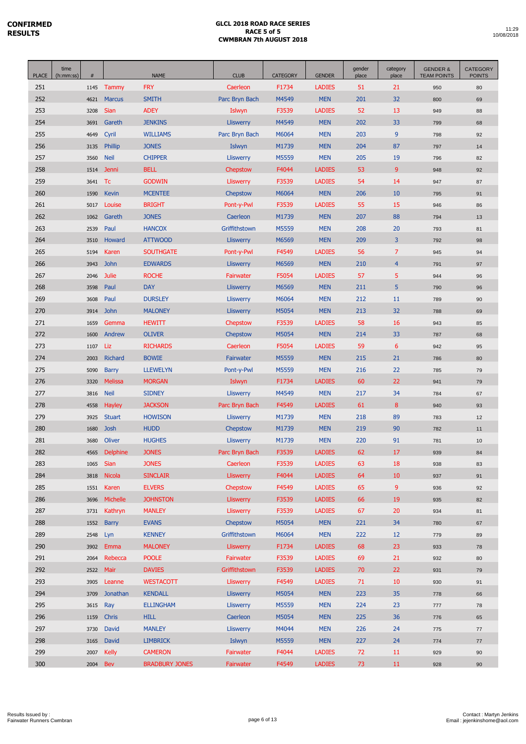**CONFIRMED RESULTS**

**GLCL 2018 ROAD RACE SERIES**
**RACE 5 of 5**
**CWMBRAN 7th AUGUST 2018**

11:29
10/08/2018

| PLACE | time (h:mm:ss) | # | NAME | | CLUB | CATEGORY | GENDER | gender place | category place | GENDER & TEAM POINTS | CATEGORY POINTS |
|---|---|---|---|---|---|---|---|---|---|---|---|
| 251 | | 1145 | Tammy | FRY | Caerleon | F1734 | LADIES | 51 | 21 | 950 | 80 |
| 252 | | 4621 | Marcus | SMITH | Parc Bryn Bach | M4549 | MEN | 201 | 32 | 800 | 69 |
| 253 | | 3208 | Sian | ADEY | Islwyn | F3539 | LADIES | 52 | 13 | 949 | 88 |
| 254 | | 3691 | Gareth | JENKINS | Lliswerry | M4549 | MEN | 202 | 33 | 799 | 68 |
| 255 | | 4649 | Cyril | WILLIAMS | Parc Bryn Bach | M6064 | MEN | 203 | 9 | 798 | 92 |
| 256 | | 3135 | Phillip | JONES | Islwyn | M1739 | MEN | 204 | 87 | 797 | 14 |
| 257 | | 3560 | Neil | CHIPPER | Lliswerry | M5559 | MEN | 205 | 19 | 796 | 82 |
| 258 | | 1514 | Jenni | BELL | Chepstow | F4044 | LADIES | 53 | 9 | 948 | 92 |
| 259 | | 3641 | Tc | GODWIN | Lliswerry | F3539 | LADIES | 54 | 14 | 947 | 87 |
| 260 | | 1590 | Kevin | MCENTEE | Chepstow | M6064 | MEN | 206 | 10 | 795 | 91 |
| 261 | | 5017 | Louise | BRIGHT | Pont-y-Pwl | F3539 | LADIES | 55 | 15 | 946 | 86 |
| 262 | | 1062 | Gareth | JONES | Caerleon | M1739 | MEN | 207 | 88 | 794 | 13 |
| 263 | | 2539 | Paul | HANCOX | Griffithstown | M5559 | MEN | 208 | 20 | 793 | 81 |
| 264 | | 3510 | Howard | ATTWOOD | Lliswerry | M6569 | MEN | 209 | 3 | 792 | 98 |
| 265 | | 5194 | Karen | SOUTHGATE | Pont-y-Pwl | F4549 | LADIES | 56 | 7 | 945 | 94 |
| 266 | | 3943 | John | EDWARDS | Lliswerry | M6569 | MEN | 210 | 4 | 791 | 97 |
| 267 | | 2046 | Julie | ROCHE | Fairwater | F5054 | LADIES | 57 | 5 | 944 | 96 |
| 268 | | 3598 | Paul | DAY | Lliswerry | M6569 | MEN | 211 | 5 | 790 | 96 |
| 269 | | 3608 | Paul | DURSLEY | Lliswerry | M6064 | MEN | 212 | 11 | 789 | 90 |
| 270 | | 3914 | John | MALONEY | Lliswerry | M5054 | MEN | 213 | 32 | 788 | 69 |
| 271 | | 1659 | Gemma | HEWITT | Chepstow | F3539 | LADIES | 58 | 16 | 943 | 85 |
| 272 | | 1600 | Andrew | OLIVER | Chepstow | M5054 | MEN | 214 | 33 | 787 | 68 |
| 273 | | 1107 | Liz | RICHARDS | Caerleon | F5054 | LADIES | 59 | 6 | 942 | 95 |
| 274 | | 2003 | Richard | BOWIE | Fairwater | M5559 | MEN | 215 | 21 | 786 | 80 |
| 275 | | 5090 | Barry | LLEWELYN | Pont-y-Pwl | M5559 | MEN | 216 | 22 | 785 | 79 |
| 276 | | 3320 | Melissa | MORGAN | Islwyn | F1734 | LADIES | 60 | 22 | 941 | 79 |
| 277 | | 3816 | Neil | SIDNEY | Lliswerry | M4549 | MEN | 217 | 34 | 784 | 67 |
| 278 | | 4558 | Hayley | JACKSON | Parc Bryn Bach | F4549 | LADIES | 61 | 8 | 940 | 93 |
| 279 | | 3925 | Stuart | HOWISON | Lliswerry | M1739 | MEN | 218 | 89 | 783 | 12 |
| 280 | | 1680 | Josh | HUDD | Chepstow | M1739 | MEN | 219 | 90 | 782 | 11 |
| 281 | | 3680 | Oliver | HUGHES | Lliswerry | M1739 | MEN | 220 | 91 | 781 | 10 |
| 282 | | 4565 | Delphine | JONES | Parc Bryn Bach | F3539 | LADIES | 62 | 17 | 939 | 84 |
| 283 | | 1065 | Sian | JONES | Caerleon | F3539 | LADIES | 63 | 18 | 938 | 83 |
| 284 | | 3818 | Nicola | SINCLAIR | Lliswerry | F4044 | LADIES | 64 | 10 | 937 | 91 |
| 285 | | 1551 | Karen | ELVERS | Chepstow | F4549 | LADIES | 65 | 9 | 936 | 92 |
| 286 | | 3696 | Michelle | JOHNSTON | Lliswerry | F3539 | LADIES | 66 | 19 | 935 | 82 |
| 287 | | 3731 | Kathryn | MANLEY | Lliswerry | F3539 | LADIES | 67 | 20 | 934 | 81 |
| 288 | | 1552 | Barry | EVANS | Chepstow | M5054 | MEN | 221 | 34 | 780 | 67 |
| 289 | | 2548 | Lyn | KENNEY | Griffithstown | M6064 | MEN | 222 | 12 | 779 | 89 |
| 290 | | 3902 | Emma | MALONEY | Lliswerry | F1734 | LADIES | 68 | 23 | 933 | 78 |
| 291 | | 2064 | Rebecca | POOLE | Fairwater | F3539 | LADIES | 69 | 21 | 932 | 80 |
| 292 | | 2522 | Mair | DAVIES | Griffithstown | F3539 | LADIES | 70 | 22 | 931 | 79 |
| 293 | | 3905 | Leanne | WESTACOTT | Lliswerry | F4549 | LADIES | 71 | 10 | 930 | 91 |
| 294 | | 3709 | Jonathan | KENDALL | Lliswerry | M5054 | MEN | 223 | 35 | 778 | 66 |
| 295 | | 3615 | Ray | ELLINGHAM | Lliswerry | M5559 | MEN | 224 | 23 | 777 | 78 |
| 296 | | 1159 | Chris | HILL | Caerleon | M5054 | MEN | 225 | 36 | 776 | 65 |
| 297 | | 3730 | David | MANLEY | Lliswerry | M4044 | MEN | 226 | 24 | 775 | 77 |
| 298 | | 3165 | David | LIMBRICK | Islwyn | M5559 | MEN | 227 | 24 | 774 | 77 |
| 299 | | 2007 | Kelly | CAMERON | Fairwater | F4044 | LADIES | 72 | 11 | 929 | 90 |
| 300 | | 2004 | Bev | BRADBURY JONES | Fairwater | F4549 | LADIES | 73 | 11 | 928 | 90 |

Results Issued by :
Fairwater Runners Cwmbran

Contact : Martyn Jenkins
Email : jejenkinshome@aol.com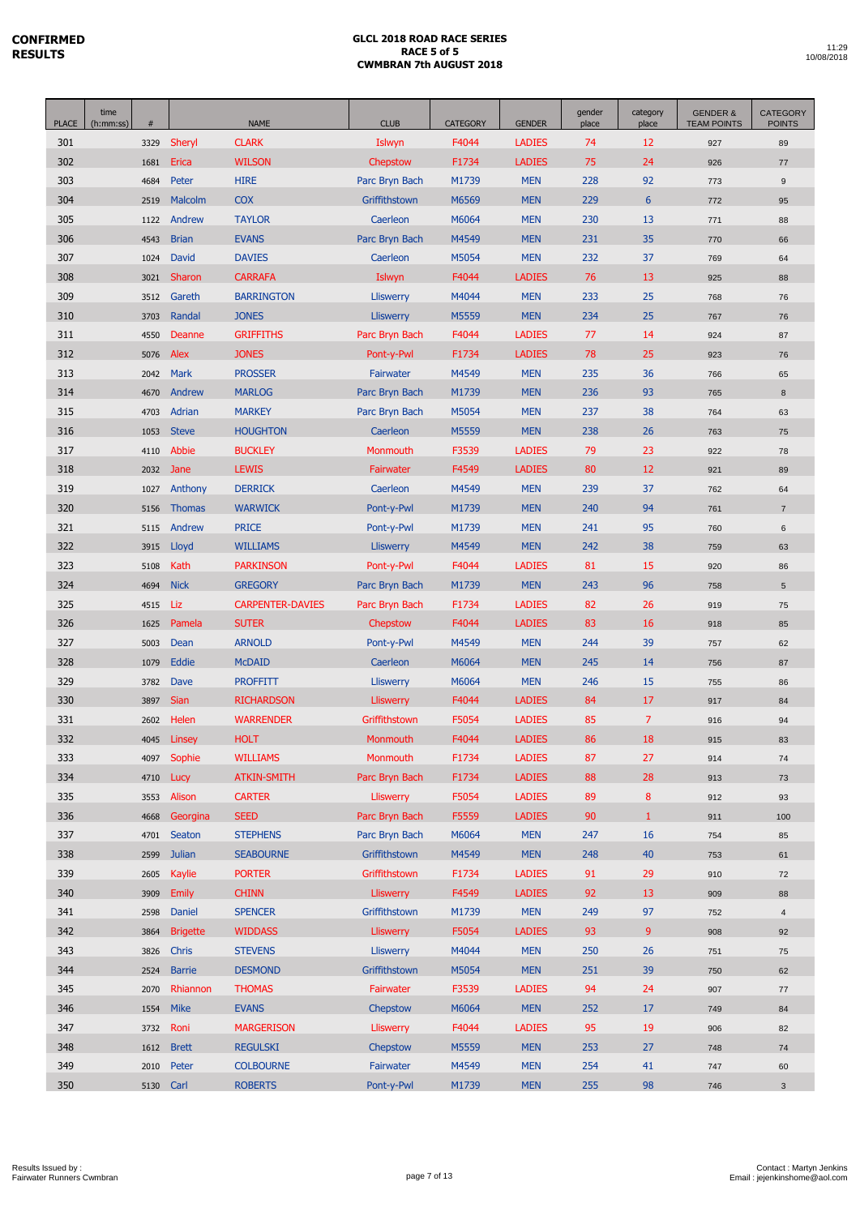**CONFIRMED RESULTS**

**GLCL 2018 ROAD RACE SERIES**
**RACE 5 of 5**
**CWMBRAN 7th AUGUST 2018**

11:29
10/08/2018

| PLACE | time (h:mm:ss) | # | NAME | | CLUB | CATEGORY | GENDER | gender place | category place | GENDER & TEAM POINTS | CATEGORY POINTS |
|---|---|---|---|---|---|---|---|---|---|---|---|
| 301 | | 3329 | Sheryl | CLARK | Islwyn | F4044 | LADIES | 74 | 12 | 927 | 89 |
| 302 | | 1681 | Erica | WILSON | Chepstow | F1734 | LADIES | 75 | 24 | 926 | 77 |
| 303 | | 4684 | Peter | HIRE | Parc Bryn Bach | M1739 | MEN | 228 | 92 | 773 | 9 |
| 304 | | 2519 | Malcolm | COX | Griffithstown | M6569 | MEN | 229 | 6 | 772 | 95 |
| 305 | | 1122 | Andrew | TAYLOR | Caerleon | M6064 | MEN | 230 | 13 | 771 | 88 |
| 306 | | 4543 | Brian | EVANS | Parc Bryn Bach | M4549 | MEN | 231 | 35 | 770 | 66 |
| 307 | | 1024 | David | DAVIES | Caerleon | M5054 | MEN | 232 | 37 | 769 | 64 |
| 308 | | 3021 | Sharon | CARRAFA | Islwyn | F4044 | LADIES | 76 | 13 | 925 | 88 |
| 309 | | 3512 | Gareth | BARRINGTON | Lliswerry | M4044 | MEN | 233 | 25 | 768 | 76 |
| 310 | | 3703 | Randal | JONES | Lliswerry | M5559 | MEN | 234 | 25 | 767 | 76 |
| 311 | | 4550 | Deanne | GRIFFITHS | Parc Bryn Bach | F4044 | LADIES | 77 | 14 | 924 | 87 |
| 312 | | 5076 | Alex | JONES | Pont-y-Pwl | F1734 | LADIES | 78 | 25 | 923 | 76 |
| 313 | | 2042 | Mark | PROSSER | Fairwater | M4549 | MEN | 235 | 36 | 766 | 65 |
| 314 | | 4670 | Andrew | MARLOG | Parc Bryn Bach | M1739 | MEN | 236 | 93 | 765 | 8 |
| 315 | | 4703 | Adrian | MARKEY | Parc Bryn Bach | M5054 | MEN | 237 | 38 | 764 | 63 |
| 316 | | 1053 | Steve | HOUGHTON | Caerleon | M5559 | MEN | 238 | 26 | 763 | 75 |
| 317 | | 4110 | Abbie | BUCKLEY | Monmouth | F3539 | LADIES | 79 | 23 | 922 | 78 |
| 318 | | 2032 | Jane | LEWIS | Fairwater | F4549 | LADIES | 80 | 12 | 921 | 89 |
| 319 | | 1027 | Anthony | DERRICK | Caerleon | M4549 | MEN | 239 | 37 | 762 | 64 |
| 320 | | 5156 | Thomas | WARWICK | Pont-y-Pwl | M1739 | MEN | 240 | 94 | 761 | 7 |
| 321 | | 5115 | Andrew | PRICE | Pont-y-Pwl | M1739 | MEN | 241 | 95 | 760 | 6 |
| 322 | | 3915 | Lloyd | WILLIAMS | Lliswerry | M4549 | MEN | 242 | 38 | 759 | 63 |
| 323 | | 5108 | Kath | PARKINSON | Pont-y-Pwl | F4044 | LADIES | 81 | 15 | 920 | 86 |
| 324 | | 4694 | Nick | GREGORY | Parc Bryn Bach | M1739 | MEN | 243 | 96 | 758 | 5 |
| 325 | | 4515 | Liz | CARPENTER-DAVIES | Parc Bryn Bach | F1734 | LADIES | 82 | 26 | 919 | 75 |
| 326 | | 1625 | Pamela | SUTER | Chepstow | F4044 | LADIES | 83 | 16 | 918 | 85 |
| 327 | | 5003 | Dean | ARNOLD | Pont-y-Pwl | M4549 | MEN | 244 | 39 | 757 | 62 |
| 328 | | 1079 | Eddie | McDAID | Caerleon | M6064 | MEN | 245 | 14 | 756 | 87 |
| 329 | | 3782 | Dave | PROFFITT | Lliswerry | M6064 | MEN | 246 | 15 | 755 | 86 |
| 330 | | 3897 | Sian | RICHARDSON | Lliswerry | F4044 | LADIES | 84 | 17 | 917 | 84 |
| 331 | | 2602 | Helen | WARRENDER | Griffithstown | F5054 | LADIES | 85 | 7 | 916 | 94 |
| 332 | | 4045 | Linsey | HOLT | Monmouth | F4044 | LADIES | 86 | 18 | 915 | 83 |
| 333 | | 4097 | Sophie | WILLIAMS | Monmouth | F1734 | LADIES | 87 | 27 | 914 | 74 |
| 334 | | 4710 | Lucy | ATKIN-SMITH | Parc Bryn Bach | F1734 | LADIES | 88 | 28 | 913 | 73 |
| 335 | | 3553 | Alison | CARTER | Lliswerry | F5054 | LADIES | 89 | 8 | 912 | 93 |
| 336 | | 4668 | Georgina | SEED | Parc Bryn Bach | F5559 | LADIES | 90 | 1 | 911 | 100 |
| 337 | | 4701 | Seaton | STEPHENS | Parc Bryn Bach | M6064 | MEN | 247 | 16 | 754 | 85 |
| 338 | | 2599 | Julian | SEABOURNE | Griffithstown | M4549 | MEN | 248 | 40 | 753 | 61 |
| 339 | | 2605 | Kaylie | PORTER | Griffithstown | F1734 | LADIES | 91 | 29 | 910 | 72 |
| 340 | | 3909 | Emily | CHINN | Lliswerry | F4549 | LADIES | 92 | 13 | 909 | 88 |
| 341 | | 2598 | Daniel | SPENCER | Griffithstown | M1739 | MEN | 249 | 97 | 752 | 4 |
| 342 | | 3864 | Brigette | WIDDASS | Lliswerry | F5054 | LADIES | 93 | 9 | 908 | 92 |
| 343 | | 3826 | Chris | STEVENS | Lliswerry | M4044 | MEN | 250 | 26 | 751 | 75 |
| 344 | | 2524 | Barrie | DESMOND | Griffithstown | M5054 | MEN | 251 | 39 | 750 | 62 |
| 345 | | 2070 | Rhiannon | THOMAS | Fairwater | F3539 | LADIES | 94 | 24 | 907 | 77 |
| 346 | | 1554 | Mike | EVANS | Chepstow | M6064 | MEN | 252 | 17 | 749 | 84 |
| 347 | | 3732 | Roni | MARGERISON | Lliswerry | F4044 | LADIES | 95 | 19 | 906 | 82 |
| 348 | | 1612 | Brett | REGULSKI | Chepstow | M5559 | MEN | 253 | 27 | 748 | 74 |
| 349 | | 2010 | Peter | COLBOURNE | Fairwater | M4549 | MEN | 254 | 41 | 747 | 60 |
| 350 | | 5130 | Carl | ROBERTS | Pont-y-Pwl | M1739 | MEN | 255 | 98 | 746 | 3 |

Results Issued by :
Fairwater Runners Cwmbran

Contact : Martyn Jenkins
Email : jejenkinshome@aol.com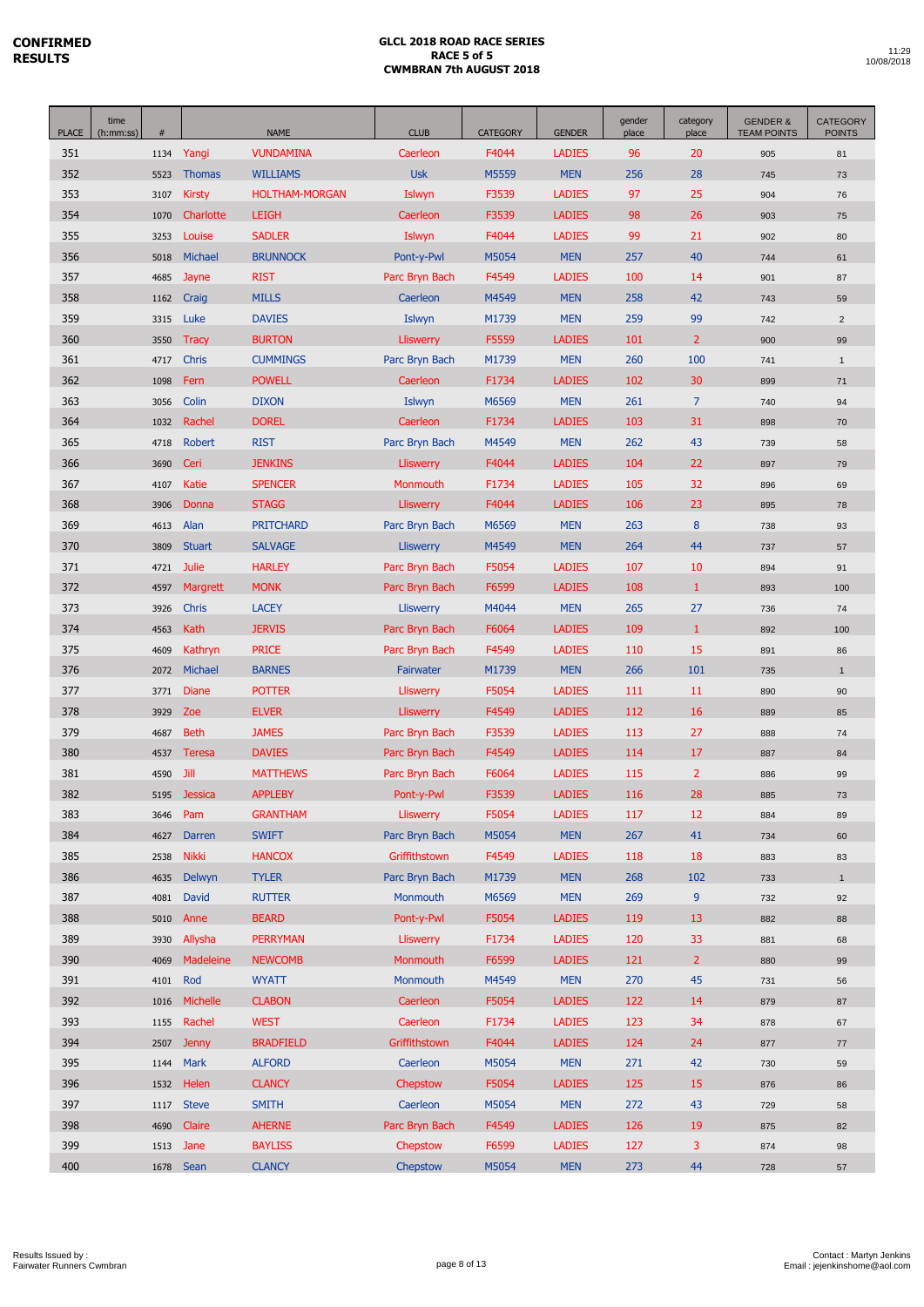**CONFIRMED RESULTS**

**GLCL 2018 ROAD RACE SERIES**
**RACE 5 of 5**
**CWMBRAN 7th AUGUST 2018**

11:29
10/08/2018

| PLACE | time (h:mm:ss) | # | | NAME | CLUB | CATEGORY | GENDER | gender place | category place | GENDER & TEAM POINTS | CATEGORY POINTS |
|---|---|---|---|---|---|---|---|---|---|---|---|
| 351 | | 1134 | Yangi | VUNDAMINA | Caerleon | F4044 | LADIES | 96 | 20 | 905 | 81 |
| 352 | | 5523 | Thomas | WILLIAMS | Usk | M5559 | MEN | 256 | 28 | 745 | 73 |
| 353 | | 3107 | Kirsty | HOLTHAM-MORGAN | Islwyn | F3539 | LADIES | 97 | 25 | 904 | 76 |
| 354 | | 1070 | Charlotte | LEIGH | Caerleon | F3539 | LADIES | 98 | 26 | 903 | 75 |
| 355 | | 3253 | Louise | SADLER | Islwyn | F4044 | LADIES | 99 | 21 | 902 | 80 |
| 356 | | 5018 | Michael | BRUNNOCK | Pont-y-Pwl | M5054 | MEN | 257 | 40 | 744 | 61 |
| 357 | | 4685 | Jayne | RIST | Parc Bryn Bach | F4549 | LADIES | 100 | 14 | 901 | 87 |
| 358 | | 1162 | Craig | MILLS | Caerleon | M4549 | MEN | 258 | 42 | 743 | 59 |
| 359 | | 3315 | Luke | DAVIES | Islwyn | M1739 | MEN | 259 | 99 | 742 | 2 |
| 360 | | 3550 | Tracy | BURTON | Lliswerry | F5559 | LADIES | 101 | 2 | 900 | 99 |
| 361 | | 4717 | Chris | CUMMINGS | Parc Bryn Bach | M1739 | MEN | 260 | 100 | 741 | 1 |
| 362 | | 1098 | Fern | POWELL | Caerleon | F1734 | LADIES | 102 | 30 | 899 | 71 |
| 363 | | 3056 | Colin | DIXON | Islwyn | M6569 | MEN | 261 | 7 | 740 | 94 |
| 364 | | 1032 | Rachel | DOREL | Caerleon | F1734 | LADIES | 103 | 31 | 898 | 70 |
| 365 | | 4718 | Robert | RIST | Parc Bryn Bach | M4549 | MEN | 262 | 43 | 739 | 58 |
| 366 | | 3690 | Ceri | JENKINS | Lliswerry | F4044 | LADIES | 104 | 22 | 897 | 79 |
| 367 | | 4107 | Katie | SPENCER | Monmouth | F1734 | LADIES | 105 | 32 | 896 | 69 |
| 368 | | 3906 | Donna | STAGG | Lliswerry | F4044 | LADIES | 106 | 23 | 895 | 78 |
| 369 | | 4613 | Alan | PRITCHARD | Parc Bryn Bach | M6569 | MEN | 263 | 8 | 738 | 93 |
| 370 | | 3809 | Stuart | SALVAGE | Lliswerry | M4549 | MEN | 264 | 44 | 737 | 57 |
| 371 | | 4721 | Julie | HARLEY | Parc Bryn Bach | F5054 | LADIES | 107 | 10 | 894 | 91 |
| 372 | | 4597 | Margrett | MONK | Parc Bryn Bach | F6599 | LADIES | 108 | 1 | 893 | 100 |
| 373 | | 3926 | Chris | LACEY | Lliswerry | M4044 | MEN | 265 | 27 | 736 | 74 |
| 374 | | 4563 | Kath | JERVIS | Parc Bryn Bach | F6064 | LADIES | 109 | 1 | 892 | 100 |
| 375 | | 4609 | Kathryn | PRICE | Parc Bryn Bach | F4549 | LADIES | 110 | 15 | 891 | 86 |
| 376 | | 2072 | Michael | BARNES | Fairwater | M1739 | MEN | 266 | 101 | 735 | 1 |
| 377 | | 3771 | Diane | POTTER | Lliswerry | F5054 | LADIES | 111 | 11 | 890 | 90 |
| 378 | | 3929 | Zoe | ELVER | Lliswerry | F4549 | LADIES | 112 | 16 | 889 | 85 |
| 379 | | 4687 | Beth | JAMES | Parc Bryn Bach | F3539 | LADIES | 113 | 27 | 888 | 74 |
| 380 | | 4537 | Teresa | DAVIES | Parc Bryn Bach | F4549 | LADIES | 114 | 17 | 887 | 84 |
| 381 | | 4590 | Jill | MATTHEWS | Parc Bryn Bach | F6064 | LADIES | 115 | 2 | 886 | 99 |
| 382 | | 5195 | Jessica | APPLEBY | Pont-y-Pwl | F3539 | LADIES | 116 | 28 | 885 | 73 |
| 383 | | 3646 | Pam | GRANTHAM | Lliswerry | F5054 | LADIES | 117 | 12 | 884 | 89 |
| 384 | | 4627 | Darren | SWIFT | Parc Bryn Bach | M5054 | MEN | 267 | 41 | 734 | 60 |
| 385 | | 2538 | Nikki | HANCOX | Griffithstown | F4549 | LADIES | 118 | 18 | 883 | 83 |
| 386 | | 4635 | Delwyn | TYLER | Parc Bryn Bach | M1739 | MEN | 268 | 102 | 733 | 1 |
| 387 | | 4081 | David | RUTTER | Monmouth | M6569 | MEN | 269 | 9 | 732 | 92 |
| 388 | | 5010 | Anne | BEARD | Pont-y-Pwl | F5054 | LADIES | 119 | 13 | 882 | 88 |
| 389 | | 3930 | Allysha | PERRYMAN | Lliswerry | F1734 | LADIES | 120 | 33 | 881 | 68 |
| 390 | | 4069 | Madeleine | NEWCOMB | Monmouth | F6599 | LADIES | 121 | 2 | 880 | 99 |
| 391 | | 4101 | Rod | WYATT | Monmouth | M4549 | MEN | 270 | 45 | 731 | 56 |
| 392 | | 1016 | Michelle | CLABON | Caerleon | F5054 | LADIES | 122 | 14 | 879 | 87 |
| 393 | | 1155 | Rachel | WEST | Caerleon | F1734 | LADIES | 123 | 34 | 878 | 67 |
| 394 | | 2507 | Jenny | BRADFIELD | Griffithstown | F4044 | LADIES | 124 | 24 | 877 | 77 |
| 395 | | 1144 | Mark | ALFORD | Caerleon | M5054 | MEN | 271 | 42 | 730 | 59 |
| 396 | | 1532 | Helen | CLANCY | Chepstow | F5054 | LADIES | 125 | 15 | 876 | 86 |
| 397 | | 1117 | Steve | SMITH | Caerleon | M5054 | MEN | 272 | 43 | 729 | 58 |
| 398 | | 4690 | Claire | AHERNE | Parc Bryn Bach | F4549 | LADIES | 126 | 19 | 875 | 82 |
| 399 | | 1513 | Jane | BAYLISS | Chepstow | F6599 | LADIES | 127 | 3 | 874 | 98 |
| 400 | | 1678 | Sean | CLANCY | Chepstow | M5054 | MEN | 273 | 44 | 728 | 57 |

Results Issued by :
Fairwater Runners Cwmbran

Contact : Martyn Jenkins
Email : jejenkinshome@aol.com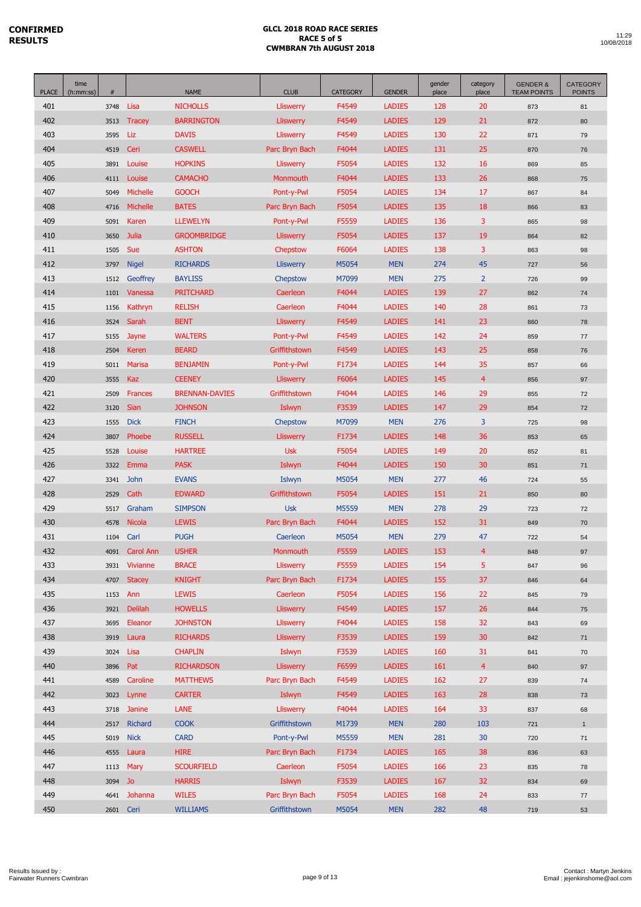**CONFIRMED RESULTS**

**GLCL 2018 ROAD RACE SERIES**
**RACE 5 of 5**
**CWMBRAN 7th AUGUST 2018**

11:29
10/08/2018

| PLACE | time (h:mm:ss) | # | | NAME | CLUB | CATEGORY | GENDER | gender place | category place | GENDER & TEAM POINTS | CATEGORY POINTS |
|---|---|---|---|---|---|---|---|---|---|---|---|
| 401 | | 3748 | Lisa | NICHOLLS | Lliswerry | F4549 | LADIES | 128 | 20 | 873 | 81 |
| 402 | | 3513 | Tracey | BARRINGTON | Lliswerry | F4549 | LADIES | 129 | 21 | 872 | 80 |
| 403 | | 3595 | Liz | DAVIS | Lliswerry | F4549 | LADIES | 130 | 22 | 871 | 79 |
| 404 | | 4519 | Ceri | CASWELL | Parc Bryn Bach | F4044 | LADIES | 131 | 25 | 870 | 76 |
| 405 | | 3891 | Louise | HOPKINS | Lliswerry | F5054 | LADIES | 132 | 16 | 869 | 85 |
| 406 | | 4111 | Louise | CAMACHO | Monmouth | F4044 | LADIES | 133 | 26 | 868 | 75 |
| 407 | | 5049 | Michelle | GOOCH | Pont-y-Pwl | F5054 | LADIES | 134 | 17 | 867 | 84 |
| 408 | | 4716 | Michelle | BATES | Parc Bryn Bach | F5054 | LADIES | 135 | 18 | 866 | 83 |
| 409 | | 5091 | Karen | LLEWELYN | Pont-y-Pwl | F5559 | LADIES | 136 | 3 | 865 | 98 |
| 410 | | 3650 | Julia | GROOMBRIDGE | Lliswerry | F5054 | LADIES | 137 | 19 | 864 | 82 |
| 411 | | 1505 | Sue | ASHTON | Chepstow | F6064 | LADIES | 138 | 3 | 863 | 98 |
| 412 | | 3797 | Nigel | RICHARDS | Lliswerry | M5054 | MEN | 274 | 45 | 727 | 56 |
| 413 | | 1512 | Geoffrey | BAYLISS | Chepstow | M7099 | MEN | 275 | 2 | 726 | 99 |
| 414 | | 1101 | Vanessa | PRITCHARD | Caerleon | F4044 | LADIES | 139 | 27 | 862 | 74 |
| 415 | | 1156 | Kathryn | RELISH | Caerleon | F4044 | LADIES | 140 | 28 | 861 | 73 |
| 416 | | 3524 | Sarah | BENT | Lliswerry | F4549 | LADIES | 141 | 23 | 860 | 78 |
| 417 | | 5155 | Jayne | WALTERS | Pont-y-Pwl | F4549 | LADIES | 142 | 24 | 859 | 77 |
| 418 | | 2504 | Keren | BEARD | Griffithstown | F4549 | LADIES | 143 | 25 | 858 | 76 |
| 419 | | 5011 | Marisa | BENJAMIN | Pont-y-Pwl | F1734 | LADIES | 144 | 35 | 857 | 66 |
| 420 | | 3555 | Kaz | CEENEY | Lliswerry | F6064 | LADIES | 145 | 4 | 856 | 97 |
| 421 | | 2509 | Frances | BRENNAN-DAVIES | Griffithstown | F4044 | LADIES | 146 | 29 | 855 | 72 |
| 422 | | 3120 | Sian | JOHNSON | Islwyn | F3539 | LADIES | 147 | 29 | 854 | 72 |
| 423 | | 1555 | Dick | FINCH | Chepstow | M7099 | MEN | 276 | 3 | 725 | 98 |
| 424 | | 3807 | Phoebe | RUSSELL | Lliswerry | F1734 | LADIES | 148 | 36 | 853 | 65 |
| 425 | | 5528 | Louise | HARTREE | Usk | F5054 | LADIES | 149 | 20 | 852 | 81 |
| 426 | | 3322 | Emma | PASK | Islwyn | F4044 | LADIES | 150 | 30 | 851 | 71 |
| 427 | | 3341 | John | EVANS | Islwyn | M5054 | MEN | 277 | 46 | 724 | 55 |
| 428 | | 2529 | Cath | EDWARD | Griffithstown | F5054 | LADIES | 151 | 21 | 850 | 80 |
| 429 | | 5517 | Graham | SIMPSON | Usk | M5559 | MEN | 278 | 29 | 723 | 72 |
| 430 | | 4578 | Nicola | LEWIS | Parc Bryn Bach | F4044 | LADIES | 152 | 31 | 849 | 70 |
| 431 | | 1104 | Carl | PUGH | Caerleon | M5054 | MEN | 279 | 47 | 722 | 54 |
| 432 | | 4091 | Carol Ann | USHER | Monmouth | F5559 | LADIES | 153 | 4 | 848 | 97 |
| 433 | | 3931 | Vivianne | BRACE | Lliswerry | F5559 | LADIES | 154 | 5 | 847 | 96 |
| 434 | | 4707 | Stacey | KNIGHT | Parc Bryn Bach | F1734 | LADIES | 155 | 37 | 846 | 64 |
| 435 | | 1153 | Ann | LEWIS | Caerleon | F5054 | LADIES | 156 | 22 | 845 | 79 |
| 436 | | 3921 | Delilah | HOWELLS | Lliswerry | F4549 | LADIES | 157 | 26 | 844 | 75 |
| 437 | | 3695 | Eleanor | JOHNSTON | Lliswerry | F4044 | LADIES | 158 | 32 | 843 | 69 |
| 438 | | 3919 | Laura | RICHARDS | Lliswerry | F3539 | LADIES | 159 | 30 | 842 | 71 |
| 439 | | 3024 | Lisa | CHAPLIN | Islwyn | F3539 | LADIES | 160 | 31 | 841 | 70 |
| 440 | | 3896 | Pat | RICHARDSON | Lliswerry | F6599 | LADIES | 161 | 4 | 840 | 97 |
| 441 | | 4589 | Caroline | MATTHEWS | Parc Bryn Bach | F4549 | LADIES | 162 | 27 | 839 | 74 |
| 442 | | 3023 | Lynne | CARTER | Islwyn | F4549 | LADIES | 163 | 28 | 838 | 73 |
| 443 | | 3718 | Janine | LANE | Lliswerry | F4044 | LADIES | 164 | 33 | 837 | 68 |
| 444 | | 2517 | Richard | COOK | Griffithstown | M1739 | MEN | 280 | 103 | 721 | 1 |
| 445 | | 5019 | Nick | CARD | Pont-y-Pwl | M5559 | MEN | 281 | 30 | 720 | 71 |
| 446 | | 4555 | Laura | HIRE | Parc Bryn Bach | F1734 | LADIES | 165 | 38 | 836 | 63 |
| 447 | | 1113 | Mary | SCOURFIELD | Caerleon | F5054 | LADIES | 166 | 23 | 835 | 78 |
| 448 | | 3094 | Jo | HARRIS | Islwyn | F3539 | LADIES | 167 | 32 | 834 | 69 |
| 449 | | 4641 | Johanna | WILES | Parc Bryn Bach | F5054 | LADIES | 168 | 24 | 833 | 77 |
| 450 | | 2601 | Ceri | WILLIAMS | Griffithstown | M5054 | MEN | 282 | 48 | 719 | 53 |

Results Issued by :
Fairwater Runners Cwmbran

Contact : Martyn Jenkins
Email : jejenkinshome@aol.com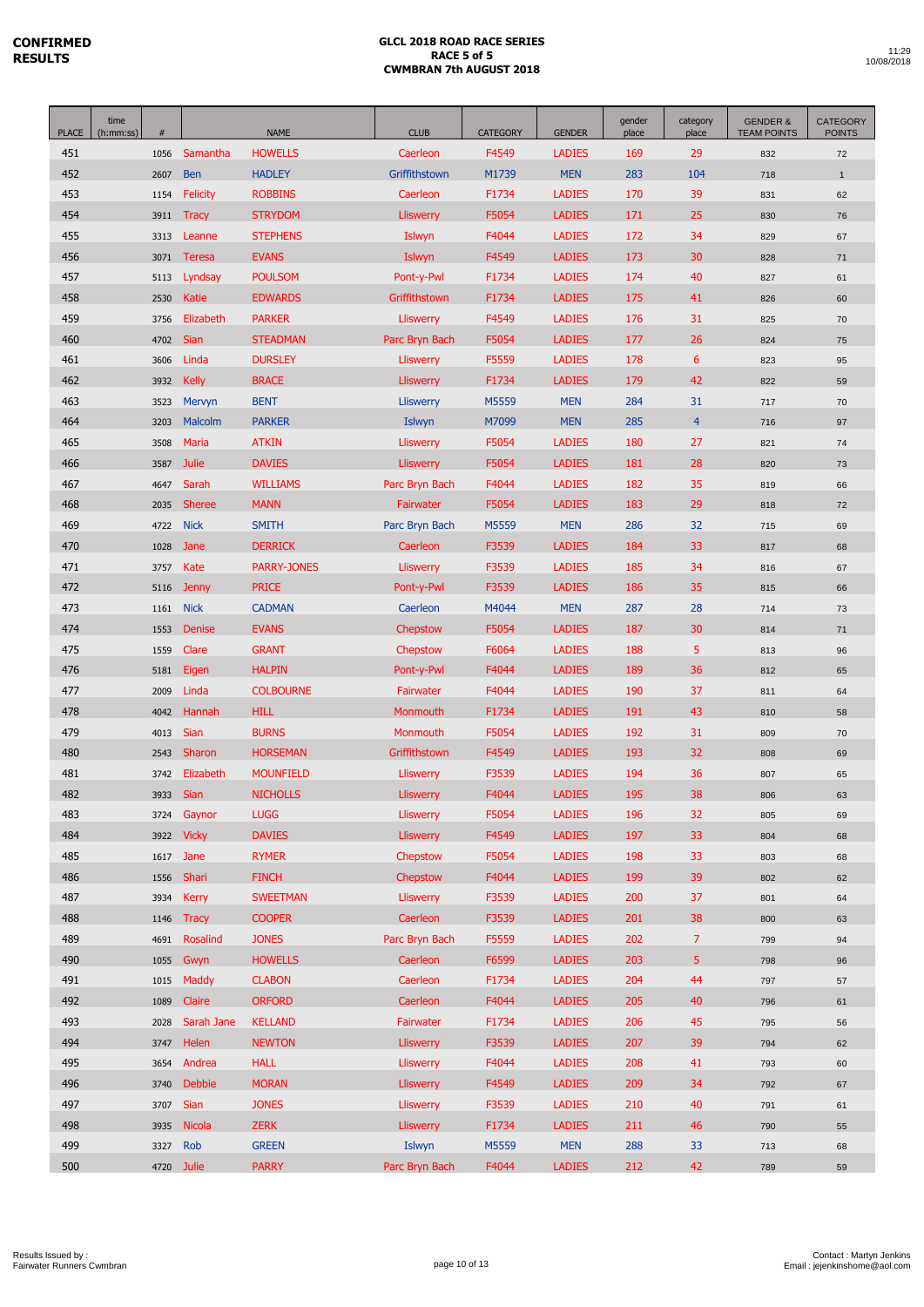**CONFIRMED RESULTS**

# GLCL 2018 ROAD RACE SERIES
## RACE 5 of 5
## CWMBRAN 7th AUGUST 2018

11:29
10/08/2018

| PLACE | time (h:mm:ss) | # | | NAME | CLUB | CATEGORY | GENDER | gender place | category place | GENDER & TEAM POINTS | CATEGORY POINTS |
|---|---|---|---|---|---|---|---|---|---|---|---|
| 451 | | 1056 | Samantha | HOWELLS | Caerleon | F4549 | LADIES | 169 | 29 | 832 | 72 |
| 452 | | 2607 | Ben | HADLEY | Griffithstown | M1739 | MEN | 283 | 104 | 718 | 1 |
| 453 | | 1154 | Felicity | ROBBINS | Caerleon | F1734 | LADIES | 170 | 39 | 831 | 62 |
| 454 | | 3911 | Tracy | STRYDOM | Lliswerry | F5054 | LADIES | 171 | 25 | 830 | 76 |
| 455 | | 3313 | Leanne | STEPHENS | Islwyn | F4044 | LADIES | 172 | 34 | 829 | 67 |
| 456 | | 3071 | Teresa | EVANS | Islwyn | F4549 | LADIES | 173 | 30 | 828 | 71 |
| 457 | | 5113 | Lyndsay | POULSOM | Pont-y-Pwl | F1734 | LADIES | 174 | 40 | 827 | 61 |
| 458 | | 2530 | Katie | EDWARDS | Griffithstown | F1734 | LADIES | 175 | 41 | 826 | 60 |
| 459 | | 3756 | Elizabeth | PARKER | Lliswerry | F4549 | LADIES | 176 | 31 | 825 | 70 |
| 460 | | 4702 | Sian | STEADMAN | Parc Bryn Bach | F5054 | LADIES | 177 | 26 | 824 | 75 |
| 461 | | 3606 | Linda | DURSLEY | Lliswerry | F5559 | LADIES | 178 | 6 | 823 | 95 |
| 462 | | 3932 | Kelly | BRACE | Lliswerry | F1734 | LADIES | 179 | 42 | 822 | 59 |
| 463 | | 3523 | Mervyn | BENT | Lliswerry | M5559 | MEN | 284 | 31 | 717 | 70 |
| 464 | | 3203 | Malcolm | PARKER | Islwyn | M7099 | MEN | 285 | 4 | 716 | 97 |
| 465 | | 3508 | Maria | ATKIN | Lliswerry | F5054 | LADIES | 180 | 27 | 821 | 74 |
| 466 | | 3587 | Julie | DAVIES | Lliswerry | F5054 | LADIES | 181 | 28 | 820 | 73 |
| 467 | | 4647 | Sarah | WILLIAMS | Parc Bryn Bach | F4044 | LADIES | 182 | 35 | 819 | 66 |
| 468 | | 2035 | Sheree | MANN | Fairwater | F5054 | LADIES | 183 | 29 | 818 | 72 |
| 469 | | 4722 | Nick | SMITH | Parc Bryn Bach | M5559 | MEN | 286 | 32 | 715 | 69 |
| 470 | | 1028 | Jane | DERRICK | Caerleon | F3539 | LADIES | 184 | 33 | 817 | 68 |
| 471 | | 3757 | Kate | PARRY-JONES | Lliswerry | F3539 | LADIES | 185 | 34 | 816 | 67 |
| 472 | | 5116 | Jenny | PRICE | Pont-y-Pwl | F3539 | LADIES | 186 | 35 | 815 | 66 |
| 473 | | 1161 | Nick | CADMAN | Caerleon | M4044 | MEN | 287 | 28 | 714 | 73 |
| 474 | | 1553 | Denise | EVANS | Chepstow | F5054 | LADIES | 187 | 30 | 814 | 71 |
| 475 | | 1559 | Clare | GRANT | Chepstow | F6064 | LADIES | 188 | 5 | 813 | 96 |
| 476 | | 5181 | Eigen | HALPIN | Pont-y-Pwl | F4044 | LADIES | 189 | 36 | 812 | 65 |
| 477 | | 2009 | Linda | COLBOURNE | Fairwater | F4044 | LADIES | 190 | 37 | 811 | 64 |
| 478 | | 4042 | Hannah | HILL | Monmouth | F1734 | LADIES | 191 | 43 | 810 | 58 |
| 479 | | 4013 | Sian | BURNS | Monmouth | F5054 | LADIES | 192 | 31 | 809 | 70 |
| 480 | | 2543 | Sharon | HORSEMAN | Griffithstown | F4549 | LADIES | 193 | 32 | 808 | 69 |
| 481 | | 3742 | Elizabeth | MOUNFIELD | Lliswerry | F3539 | LADIES | 194 | 36 | 807 | 65 |
| 482 | | 3933 | Sian | NICHOLLS | Lliswerry | F4044 | LADIES | 195 | 38 | 806 | 63 |
| 483 | | 3724 | Gaynor | LUGG | Lliswerry | F5054 | LADIES | 196 | 32 | 805 | 69 |
| 484 | | 3922 | Vicky | DAVIES | Lliswerry | F4549 | LADIES | 197 | 33 | 804 | 68 |
| 485 | | 1617 | Jane | RYMER | Chepstow | F5054 | LADIES | 198 | 33 | 803 | 68 |
| 486 | | 1556 | Shari | FINCH | Chepstow | F4044 | LADIES | 199 | 39 | 802 | 62 |
| 487 | | 3934 | Kerry | SWEETMAN | Lliswerry | F3539 | LADIES | 200 | 37 | 801 | 64 |
| 488 | | 1146 | Tracy | COOPER | Caerleon | F3539 | LADIES | 201 | 38 | 800 | 63 |
| 489 | | 4691 | Rosalind | JONES | Parc Bryn Bach | F5559 | LADIES | 202 | 7 | 799 | 94 |
| 490 | | 1055 | Gwyn | HOWELLS | Caerleon | F6599 | LADIES | 203 | 5 | 798 | 96 |
| 491 | | 1015 | Maddy | CLABON | Caerleon | F1734 | LADIES | 204 | 44 | 797 | 57 |
| 492 | | 1089 | Claire | ORFORD | Caerleon | F4044 | LADIES | 205 | 40 | 796 | 61 |
| 493 | | 2028 | Sarah Jane | KELLAND | Fairwater | F1734 | LADIES | 206 | 45 | 795 | 56 |
| 494 | | 3747 | Helen | NEWTON | Lliswerry | F3539 | LADIES | 207 | 39 | 794 | 62 |
| 495 | | 3654 | Andrea | HALL | Lliswerry | F4044 | LADIES | 208 | 41 | 793 | 60 |
| 496 | | 3740 | Debbie | MORAN | Lliswerry | F4549 | LADIES | 209 | 34 | 792 | 67 |
| 497 | | 3707 | Sian | JONES | Lliswerry | F3539 | LADIES | 210 | 40 | 791 | 61 |
| 498 | | 3935 | Nicola | ZERK | Lliswerry | F1734 | LADIES | 211 | 46 | 790 | 55 |
| 499 | | 3327 | Rob | GREEN | Islwyn | M5559 | MEN | 288 | 33 | 713 | 68 |
| 500 | | 4720 | Julie | PARRY | Parc Bryn Bach | F4044 | LADIES | 212 | 42 | 789 | 59 |

Results Issued by :
Fairwater Runners Cwmbran

Contact : Martyn Jenkins
Email : jejenkinshome@aol.com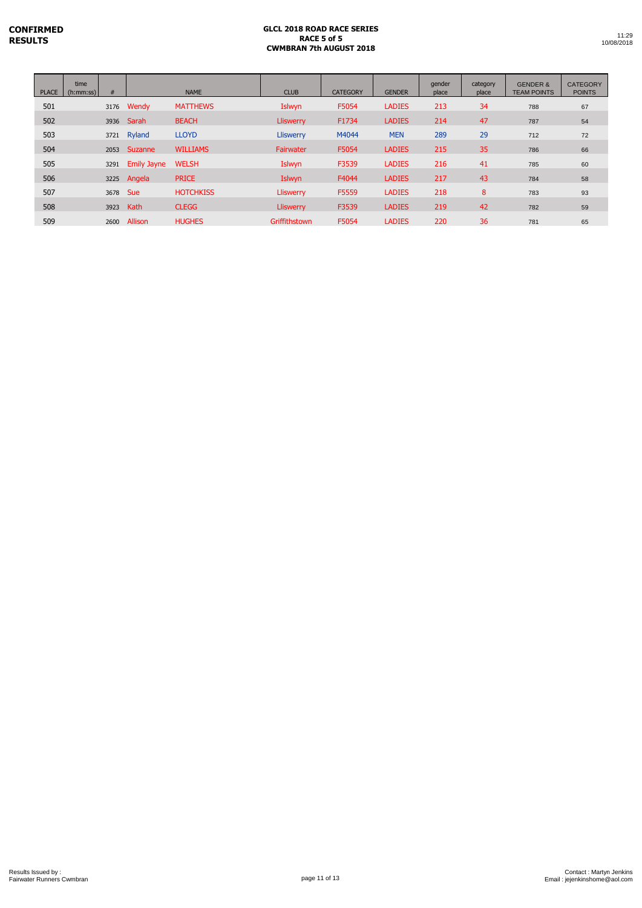**CONFIRMED RESULTS**

**GLCL 2018 ROAD RACE SERIES**
**RACE 5 of 5**
**CWMBRAN 7th AUGUST 2018**

11:29
10/08/2018

| PLACE | time (h:mm:ss) | # | NAME | | CLUB | CATEGORY | GENDER | gender place | category place | GENDER & TEAM POINTS | CATEGORY POINTS |
|---|---|---|---|---|---|---|---|---|---|---|---|
| 501 | | 3176 | Wendy | MATTHEWS | Islwyn | F5054 | LADIES | 213 | 34 | 788 | 67 |
| 502 | | 3936 | Sarah | BEACH | Lliswerry | F1734 | LADIES | 214 | 47 | 787 | 54 |
| 503 | | 3721 | Ryland | LLOYD | Lliswerry | M4044 | MEN | 289 | 29 | 712 | 72 |
| 504 | | 2053 | Suzanne | WILLIAMS | Fairwater | F5054 | LADIES | 215 | 35 | 786 | 66 |
| 505 | | 3291 | Emily Jayne | WELSH | Islwyn | F3539 | LADIES | 216 | 41 | 785 | 60 |
| 506 | | 3225 | Angela | PRICE | Islwyn | F4044 | LADIES | 217 | 43 | 784 | 58 |
| 507 | | 3678 | Sue | HOTCHKISS | Lliswerry | F5559 | LADIES | 218 | 8 | 783 | 93 |
| 508 | | 3923 | Kath | CLEGG | Lliswerry | F3539 | LADIES | 219 | 42 | 782 | 59 |
| 509 | | 2600 | Allison | HUGHES | Griffithstown | F5054 | LADIES | 220 | 36 | 781 | 65 |

Results Issued by :
Fairwater Runners Cwmbran

Contact : Martyn Jenkins
Email : jejenkinshome@aol.com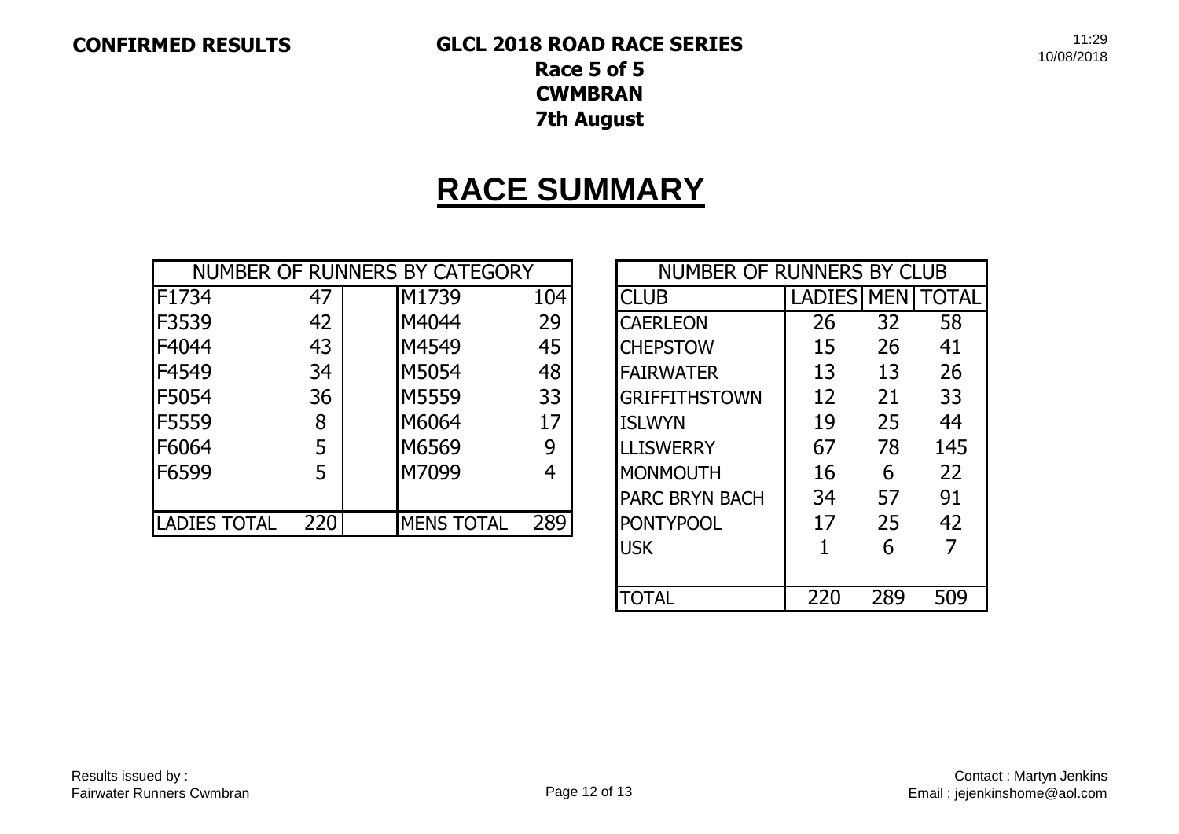**CONFIRMED RESULTS**

**GLCL 2018 ROAD RACE SERIES**
**Race 5 of 5**
**CWMBRAN**
**7th August**

11:29
10/08/2018

# RACE SUMMARY

| NUMBER OF RUNNERS BY CATEGORY | | | | |
|---|---|---|---|---|
| F1734 | 47 | | M1739 | 104 |
| F3539 | 42 | | M4044 | 29 |
| F4044 | 43 | | M4549 | 45 |
| F4549 | 34 | | M5054 | 48 |
| F5054 | 36 | | M5559 | 33 |
| F5559 | 8 | | M6064 | 17 |
| F6064 | 5 | | M6569 | 9 |
| F6599 | 5 | | M7099 | 4 |
| | | | | |
| LADIES TOTAL | 220 | | MENS TOTAL | 289 |

| NUMBER OF RUNNERS BY CLUB | | | |
|---|---|---|---|
| CLUB | LADIES | MEN | TOTAL |
| CAERLEON | 26 | 32 | 58 |
| CHEPSTOW | 15 | 26 | 41 |
| FAIRWATER | 13 | 13 | 26 |
| GRIFFITHSTOWN | 12 | 21 | 33 |
| ISLWYN | 19 | 25 | 44 |
| LLISWERRY | 67 | 78 | 145 |
| MONMOUTH | 16 | 6 | 22 |
| PARC BRYN BACH | 34 | 57 | 91 |
| PONTYPOOL | 17 | 25 | 42 |
| USK | 1 | 6 | 7 |
| | | | |
| TOTAL | 220 | 289 | 509 |

Results issued by :
Fairwater Runners Cwmbran

Contact : Martyn Jenkins
Email : jejenkinshome@aol.com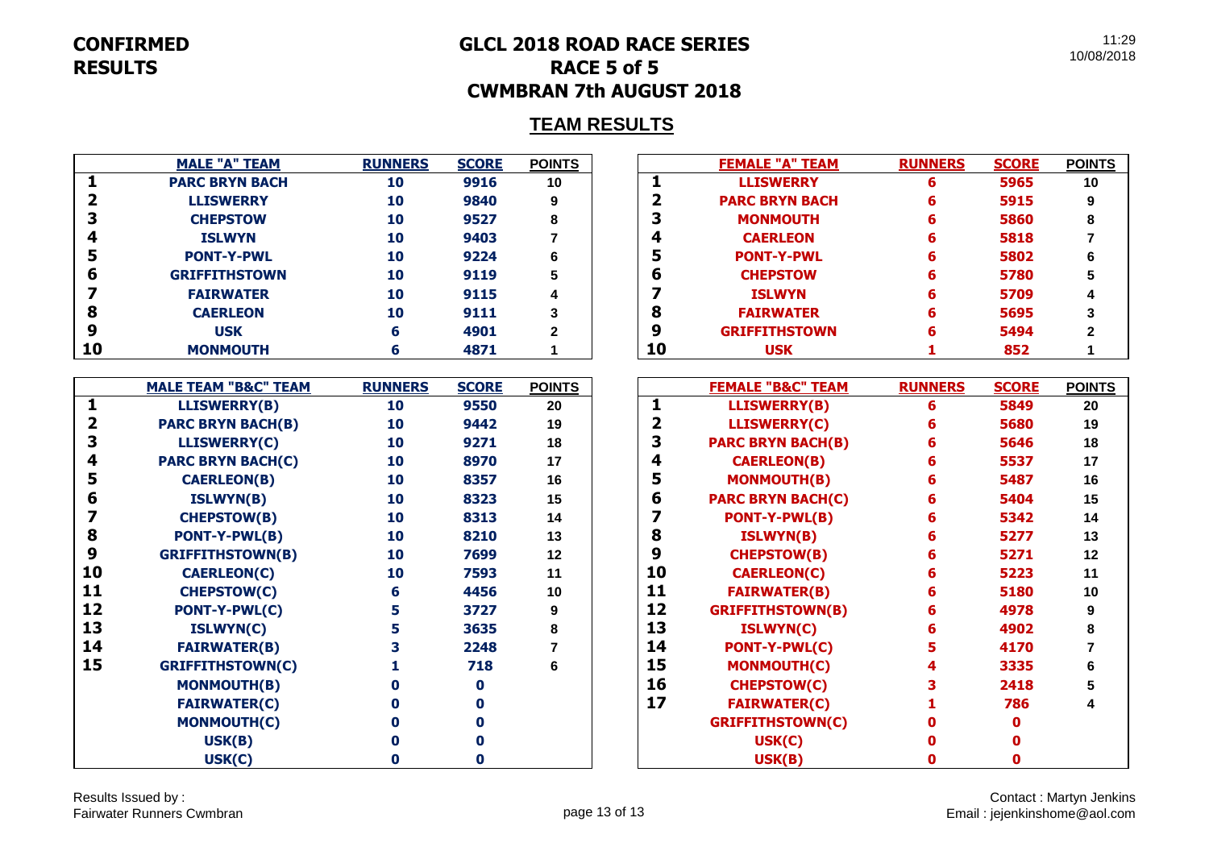**CONFIRMED RESULTS**

# GLCL 2018 ROAD RACE SERIES
# RACE 5 of 5
# CWMBRAN 7th AUGUST 2018

11:29
10/08/2018

## TEAM RESULTS

| | MALE "A" TEAM | RUNNERS | SCORE | POINTS |
|---|---|---|---|---|
| 1 | PARC BRYN BACH | 10 | 9916 | 10 |
| 2 | LLISWERRY | 10 | 9840 | 9 |
| 3 | CHEPSTOW | 10 | 9527 | 8 |
| 4 | ISLWYN | 10 | 9403 | 7 |
| 5 | PONT-Y-PWL | 10 | 9224 | 6 |
| 6 | GRIFFITHSTOWN | 10 | 9119 | 5 |
| 7 | FAIRWATER | 10 | 9115 | 4 |
| 8 | CAERLEON | 10 | 9111 | 3 |
| 9 | USK | 6 | 4901 | 2 |
| 10 | MONMOUTH | 6 | 4871 | 1 |

| | FEMALE "A" TEAM | RUNNERS | SCORE | POINTS |
|---|---|---|---|---|
| 1 | LLISWERRY | 6 | 5965 | 10 |
| 2 | PARC BRYN BACH | 6 | 5915 | 9 |
| 3 | MONMOUTH | 6 | 5860 | 8 |
| 4 | CAERLEON | 6 | 5818 | 7 |
| 5 | PONT-Y-PWL | 6 | 5802 | 6 |
| 6 | CHEPSTOW | 6 | 5780 | 5 |
| 7 | ISLWYN | 6 | 5709 | 4 |
| 8 | FAIRWATER | 6 | 5695 | 3 |
| 9 | GRIFFITHSTOWN | 6 | 5494 | 2 |
| 10 | USK | 1 | 852 | 1 |

| | MALE TEAM "B&C" TEAM | RUNNERS | SCORE | POINTS |
|---|---|---|---|---|
| 1 | LLISWERRY(B) | 10 | 9550 | 20 |
| 2 | PARC BRYN BACH(B) | 10 | 9442 | 19 |
| 3 | LLISWERRY(C) | 10 | 9271 | 18 |
| 4 | PARC BRYN BACH(C) | 10 | 8970 | 17 |
| 5 | CAERLEON(B) | 10 | 8357 | 16 |
| 6 | ISLWYN(B) | 10 | 8323 | 15 |
| 7 | CHEPSTOW(B) | 10 | 8313 | 14 |
| 8 | PONT-Y-PWL(B) | 10 | 8210 | 13 |
| 9 | GRIFFITHSTOWN(B) | 10 | 7699 | 12 |
| 10 | CAERLEON(C) | 10 | 7593 | 11 |
| 11 | CHEPSTOW(C) | 6 | 4456 | 10 |
| 12 | PONT-Y-PWL(C) | 5 | 3727 | 9 |
| 13 | ISLWYN(C) | 5 | 3635 | 8 |
| 14 | FAIRWATER(B) | 3 | 2248 | 7 |
| 15 | GRIFFITHSTOWN(C) | 1 | 718 | 6 |
| | MONMOUTH(B) | 0 | 0 | |
| | FAIRWATER(C) | 0 | 0 | |
| | MONMOUTH(C) | 0 | 0 | |
| | USK(B) | 0 | 0 | |
| | USK(C) | 0 | 0 | |

| | FEMALE "B&C" TEAM | RUNNERS | SCORE | POINTS |
|---|---|---|---|---|
| 1 | LLISWERRY(B) | 6 | 5849 | 20 |
| 2 | LLISWERRY(C) | 6 | 5680 | 19 |
| 3 | PARC BRYN BACH(B) | 6 | 5646 | 18 |
| 4 | CAERLEON(B) | 6 | 5537 | 17 |
| 5 | MONMOUTH(B) | 6 | 5487 | 16 |
| 6 | PARC BRYN BACH(C) | 6 | 5404 | 15 |
| 7 | PONT-Y-PWL(B) | 6 | 5342 | 14 |
| 8 | ISLWYN(B) | 6 | 5277 | 13 |
| 9 | CHEPSTOW(B) | 6 | 5271 | 12 |
| 10 | CAERLEON(C) | 6 | 5223 | 11 |
| 11 | FAIRWATER(B) | 6 | 5180 | 10 |
| 12 | GRIFFITHSTOWN(B) | 6 | 4978 | 9 |
| 13 | ISLWYN(C) | 6 | 4902 | 8 |
| 14 | PONT-Y-PWL(C) | 5 | 4170 | 7 |
| 15 | MONMOUTH(C) | 4 | 3335 | 6 |
| 16 | CHEPSTOW(C) | 3 | 2418 | 5 |
| 17 | FAIRWATER(C) | 1 | 786 | 4 |
| | GRIFFITHSTOWN(C) | 0 | 0 | |
| | USK(C) | 0 | 0 | |
| | USK(B) | 0 | 0 | |

Results Issued by :
Fairwater Runners Cwmbran

Contact : Martyn Jenkins
Email : jejenkinshome@aol.com